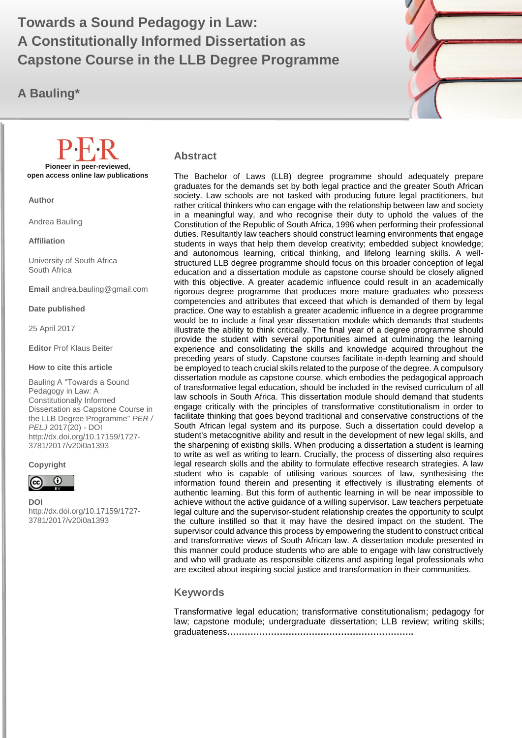# Towards a Sound Pedagogy in Law: A Constitutionally Informed Dissertation as Capstone Course in the LLB Degree Programme

**A Bauling***

P·E·R

**Pioneer in peer-reviewed, open access online law publications**

**Author**

Andrea Bauling

**Affiliation**

University of South Africa
South Africa

**Email** andrea.bauling@gmail.com

**Date published**

25 April 2017

**Editor** Prof Klaus Beiter

**How to cite this article**

Bauling A "Towards a Sound Pedagogy in Law: A Constitutionally Informed Dissertation as Capstone Course in the LLB Degree Programme" *PER / PELJ* 2017(20) - DOI http://dx.doi.org/10.17159/1727-3781/2017/v20i0a1393

**Copyright**

**DOI**
http://dx.doi.org/10.17159/1727-3781/2017/v20i0a1393

## Abstract

The Bachelor of Laws (LLB) degree programme should adequately prepare graduates for the demands set by both legal practice and the greater South African society. Law schools are not tasked with producing future legal practitioners, but rather critical thinkers who can engage with the relationship between law and society in a meaningful way, and who recognise their duty to uphold the values of the Constitution of the Republic of South Africa, 1996 when performing their professional duties. Resultantly law teachers should construct learning environments that engage students in ways that help them develop creativity; embedded subject knowledge; and autonomous learning, critical thinking, and lifelong learning skills. A well-structured LLB degree programme should focus on this broader conception of legal education and a dissertation module as capstone course should be closely aligned with this objective. A greater academic influence could result in an academically rigorous degree programme that produces more mature graduates who possess competencies and attributes that exceed that which is demanded of them by legal practice. One way to establish a greater academic influence in a degree programme would be to include a final year dissertation module which demands that students illustrate the ability to think critically. The final year of a degree programme should provide the student with several opportunities aimed at culminating the learning experience and consolidating the skills and knowledge acquired throughout the preceding years of study. Capstone courses facilitate in-depth learning and should be employed to teach crucial skills related to the purpose of the degree. A compulsory dissertation module as capstone course, which embodies the pedagogical approach of transformative legal education, should be included in the revised curriculum of all law schools in South Africa. This dissertation module should demand that students engage critically with the principles of transformative constitutionalism in order to facilitate thinking that goes beyond traditional and conservative constructions of the South African legal system and its purpose. Such a dissertation could develop a student's metacognitive ability and result in the development of new legal skills, and the sharpening of existing skills. When producing a dissertation a student is learning to write as well as writing to learn. Crucially, the process of disserting also requires legal research skills and the ability to formulate effective research strategies. A law student who is capable of utilising various sources of law, synthesising the information found therein and presenting it effectively is illustrating elements of authentic learning. But this form of authentic learning in will be near impossible to achieve without the active guidance of a willing supervisor. Law teachers perpetuate legal culture and the supervisor-student relationship creates the opportunity to sculpt the culture instilled so that it may have the desired impact on the student. The supervisor could advance this process by empowering the student to construct critical and transformative views of South African law. A dissertation module presented in this manner could produce students who are able to engage with law constructively and who will graduate as responsible citizens and aspiring legal professionals who are excited about inspiring social justice and transformation in their communities.

## Keywords

Transformative legal education; transformative constitutionalism; pedagogy for law; capstone module; undergraduate dissertation; LLB review; writing skills; graduateness……………………………………………………….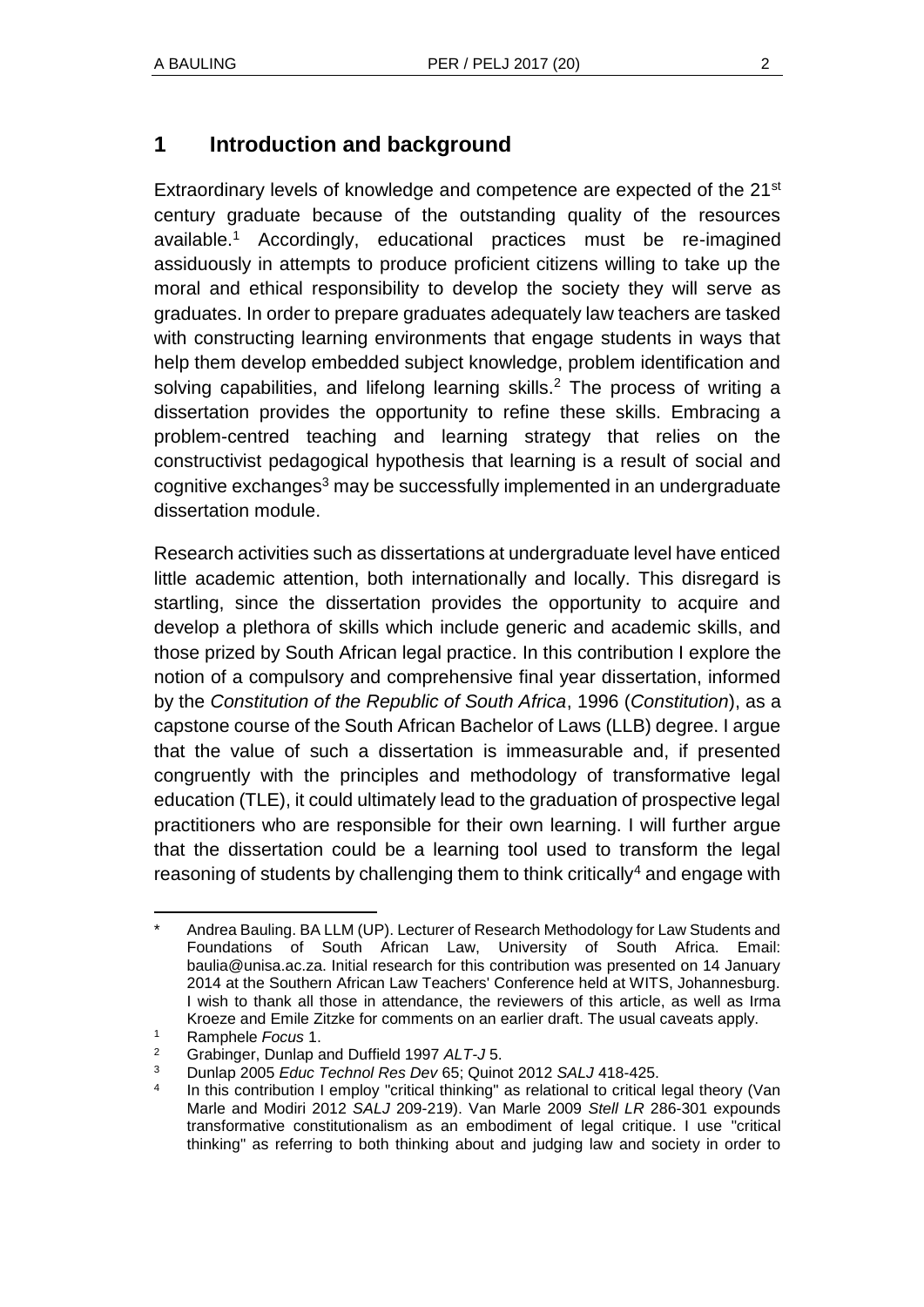## 1 Introduction and background

Extraordinary levels of knowledge and competence are expected of the 21st century graduate because of the outstanding quality of the resources available.[1] Accordingly, educational practices must be re-imagined assiduously in attempts to produce proficient citizens willing to take up the moral and ethical responsibility to develop the society they will serve as graduates. In order to prepare graduates adequately law teachers are tasked with constructing learning environments that engage students in ways that help them develop embedded subject knowledge, problem identification and solving capabilities, and lifelong learning skills.[2] The process of writing a dissertation provides the opportunity to refine these skills. Embracing a problem-centred teaching and learning strategy that relies on the constructivist pedagogical hypothesis that learning is a result of social and cognitive exchanges[3] may be successfully implemented in an undergraduate dissertation module.

Research activities such as dissertations at undergraduate level have enticed little academic attention, both internationally and locally. This disregard is startling, since the dissertation provides the opportunity to acquire and develop a plethora of skills which include generic and academic skills, and those prized by South African legal practice. In this contribution I explore the notion of a compulsory and comprehensive final year dissertation, informed by the *Constitution of the Republic of South Africa*, 1996 (*Constitution*), as a capstone course of the South African Bachelor of Laws (LLB) degree. I argue that the value of such a dissertation is immeasurable and, if presented congruently with the principles and methodology of transformative legal education (TLE), it could ultimately lead to the graduation of prospective legal practitioners who are responsible for their own learning. I will further argue that the dissertation could be a learning tool used to transform the legal reasoning of students by challenging them to think critically[4] and engage with

---

\* Andrea Bauling. BA LLM (UP). Lecturer of Research Methodology for Law Students and Foundations of South African Law, University of South Africa. Email: baulia@unisa.ac.za. Initial research for this contribution was presented on 14 January 2014 at the Southern African Law Teachers' Conference held at WITS, Johannesburg. I wish to thank all those in attendance, the reviewers of this article, as well as Irma Kroeze and Emile Zitzke for comments on an earlier draft. The usual caveats apply.

[1] Ramphele *Focus* 1.

[2] Grabinger, Dunlap and Duffield 1997 *ALT-J* 5.

[3] Dunlap 2005 *Educ Technol Res Dev* 65; Quinot 2012 *SALJ* 418-425.

[4] In this contribution I employ "critical thinking" as relational to critical legal theory (Van Marle and Modiri 2012 *SALJ* 209-219). Van Marle 2009 *Stell LR* 286-301 expounds transformative constitutionalism as an embodiment of legal critique. I use "critical thinking" as referring to both thinking about and judging law and society in order to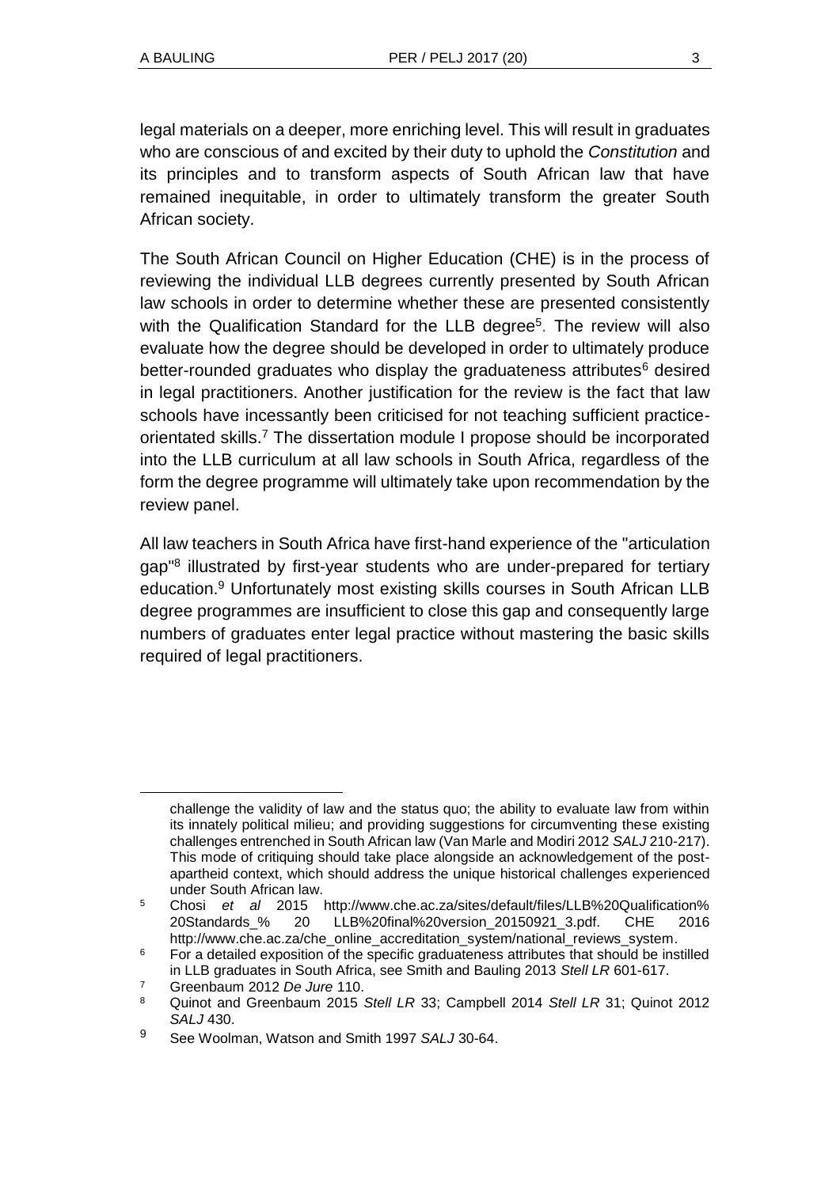legal materials on a deeper, more enriching level. This will result in graduates who are conscious of and excited by their duty to uphold the *Constitution* and its principles and to transform aspects of South African law that have remained inequitable, in order to ultimately transform the greater South African society.

The South African Council on Higher Education (CHE) is in the process of reviewing the individual LLB degrees currently presented by South African law schools in order to determine whether these are presented consistently with the Qualification Standard for the LLB degree[5]. The review will also evaluate how the degree should be developed in order to ultimately produce better-rounded graduates who display the graduateness attributes[6] desired in legal practitioners. Another justification for the review is the fact that law schools have incessantly been criticised for not teaching sufficient practice-orientated skills.[7] The dissertation module I propose should be incorporated into the LLB curriculum at all law schools in South Africa, regardless of the form the degree programme will ultimately take upon recommendation by the review panel.

All law teachers in South Africa have first-hand experience of the "articulation gap"[8] illustrated by first-year students who are under-prepared for tertiary education.[9] Unfortunately most existing skills courses in South African LLB degree programmes are insufficient to close this gap and consequently large numbers of graduates enter legal practice without mastering the basic skills required of legal practitioners.

---

challenge the validity of law and the status quo; the ability to evaluate law from within its innately political milieu; and providing suggestions for circumventing these existing challenges entrenched in South African law (Van Marle and Modiri 2012 *SALJ* 210-217). This mode of critiquing should take place alongside an acknowledgement of the post-apartheid context, which should address the unique historical challenges experienced under South African law.

[5] Chosi *et al* 2015 http://www.che.ac.za/sites/default/files/LLB%20Qualification%20Standards_% 20 LLB%20final%20version_20150921_3.pdf. CHE 2016 http://www.che.ac.za/che_online_accreditation_system/national_reviews_system.

[6] For a detailed exposition of the specific graduateness attributes that should be instilled in LLB graduates in South Africa, see Smith and Bauling 2013 *Stell LR* 601-617.

[7] Greenbaum 2012 *De Jure* 110.

[8] Quinot and Greenbaum 2015 *Stell LR* 33; Campbell 2014 *Stell LR* 31; Quinot 2012 *SALJ* 430.

[9] See Woolman, Watson and Smith 1997 *SALJ* 30-64.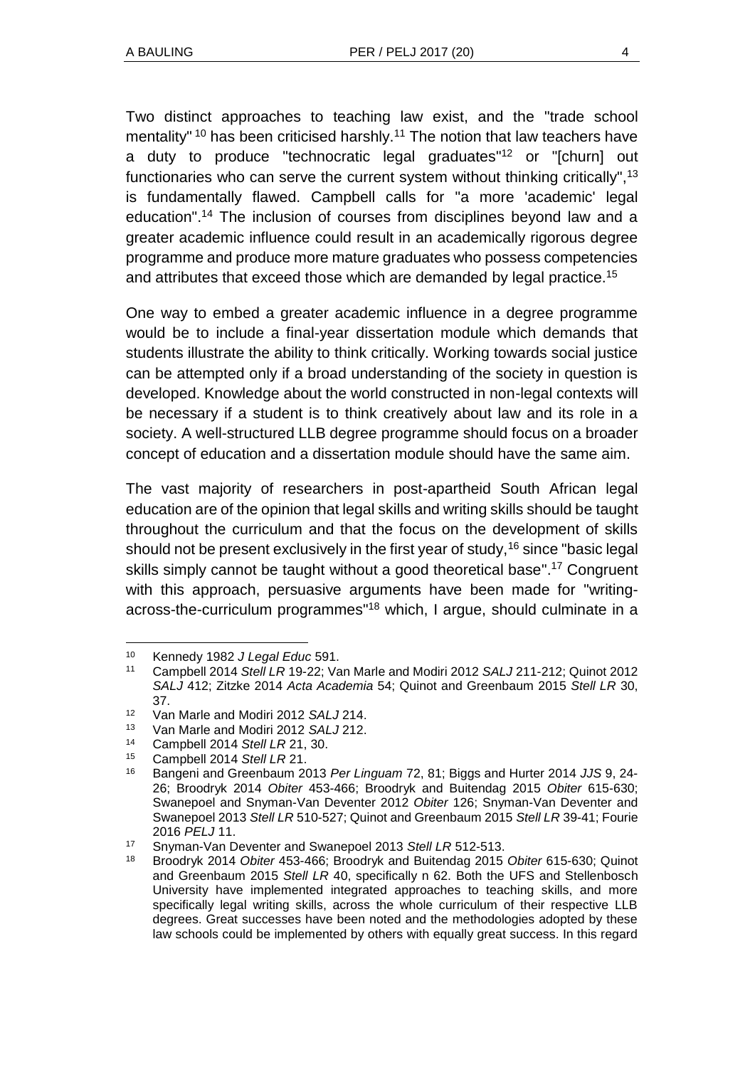Two distinct approaches to teaching law exist, and the "trade school mentality" [10] has been criticised harshly.[11] The notion that law teachers have a duty to produce "technocratic legal graduates"[12] or "[churn] out functionaries who can serve the current system without thinking critically",[13] is fundamentally flawed. Campbell calls for "a more 'academic' legal education".[14] The inclusion of courses from disciplines beyond law and a greater academic influence could result in an academically rigorous degree programme and produce more mature graduates who possess competencies and attributes that exceed those which are demanded by legal practice.[15]

One way to embed a greater academic influence in a degree programme would be to include a final-year dissertation module which demands that students illustrate the ability to think critically. Working towards social justice can be attempted only if a broad understanding of the society in question is developed. Knowledge about the world constructed in non-legal contexts will be necessary if a student is to think creatively about law and its role in a society. A well-structured LLB degree programme should focus on a broader concept of education and a dissertation module should have the same aim.

The vast majority of researchers in post-apartheid South African legal education are of the opinion that legal skills and writing skills should be taught throughout the curriculum and that the focus on the development of skills should not be present exclusively in the first year of study,[16] since "basic legal skills simply cannot be taught without a good theoretical base".[17] Congruent with this approach, persuasive arguments have been made for "writing-across-the-curriculum programmes"[18] which, I argue, should culminate in a

---

[10] Kennedy 1982 *J Legal Educ* 591.

[11] Campbell 2014 *Stell LR* 19-22; Van Marle and Modiri 2012 *SALJ* 211-212; Quinot 2012 *SALJ* 412; Zitzke 2014 *Acta Academia* 54; Quinot and Greenbaum 2015 *Stell LR* 30, 37.

[12] Van Marle and Modiri 2012 *SALJ* 214.

[13] Van Marle and Modiri 2012 *SALJ* 212.

[14] Campbell 2014 *Stell LR* 21, 30.

[15] Campbell 2014 *Stell LR* 21.

[16] Bangeni and Greenbaum 2013 *Per Linguam* 72, 81; Biggs and Hurter 2014 *JJS* 9, 24-26; Broodryk 2014 *Obiter* 453-466; Broodryk and Buitendag 2015 *Obiter* 615-630; Swanepoel and Snyman-Van Deventer 2012 *Obiter* 126; Snyman-Van Deventer and Swanepoel 2013 *Stell LR* 510-527; Quinot and Greenbaum 2015 *Stell LR* 39-41; Fourie 2016 *PELJ* 11.

[17] Snyman-Van Deventer and Swanepoel 2013 *Stell LR* 512-513.

[18] Broodryk 2014 *Obiter* 453-466; Broodryk and Buitendag 2015 *Obiter* 615-630; Quinot and Greenbaum 2015 *Stell LR* 40, specifically n 62. Both the UFS and Stellenbosch University have implemented integrated approaches to teaching skills, and more specifically legal writing skills, across the whole curriculum of their respective LLB degrees. Great successes have been noted and the methodologies adopted by these law schools could be implemented by others with equally great success. In this regard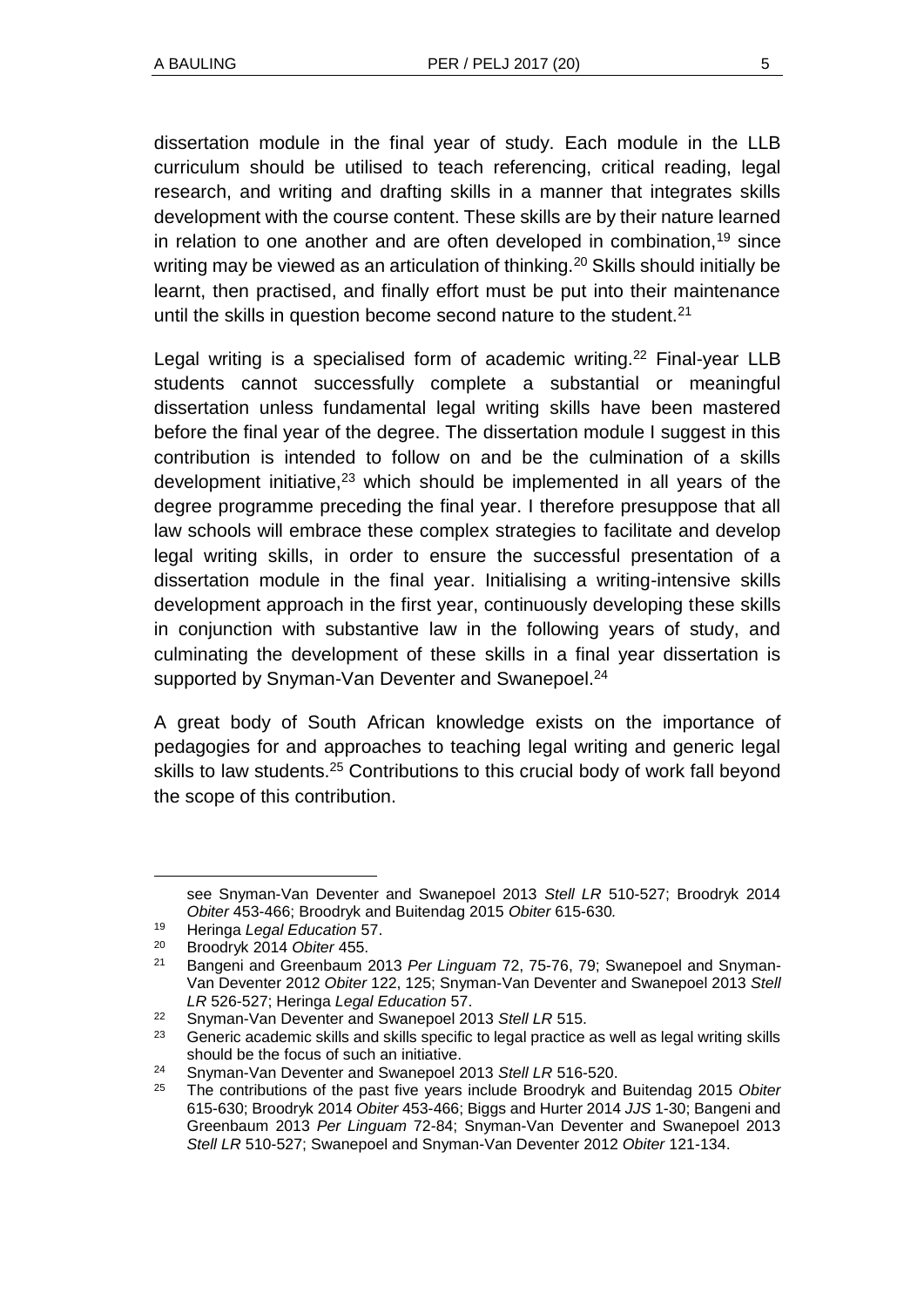dissertation module in the final year of study. Each module in the LLB curriculum should be utilised to teach referencing, critical reading, legal research, and writing and drafting skills in a manner that integrates skills development with the course content. These skills are by their nature learned in relation to one another and are often developed in combination,[19] since writing may be viewed as an articulation of thinking.[20] Skills should initially be learnt, then practised, and finally effort must be put into their maintenance until the skills in question become second nature to the student.[21]

Legal writing is a specialised form of academic writing.[22] Final-year LLB students cannot successfully complete a substantial or meaningful dissertation unless fundamental legal writing skills have been mastered before the final year of the degree. The dissertation module I suggest in this contribution is intended to follow on and be the culmination of a skills development initiative,[23] which should be implemented in all years of the degree programme preceding the final year. I therefore presuppose that all law schools will embrace these complex strategies to facilitate and develop legal writing skills, in order to ensure the successful presentation of a dissertation module in the final year. Initialising a writing-intensive skills development approach in the first year, continuously developing these skills in conjunction with substantive law in the following years of study, and culminating the development of these skills in a final year dissertation is supported by Snyman-Van Deventer and Swanepoel.[24]

A great body of South African knowledge exists on the importance of pedagogies for and approaches to teaching legal writing and generic legal skills to law students.[25] Contributions to this crucial body of work fall beyond the scope of this contribution.

---

see Snyman-Van Deventer and Swanepoel 2013 *Stell LR* 510-527; Broodryk 2014 *Obiter* 453-466; Broodryk and Buitendag 2015 *Obiter* 615-630.

[19] Heringa *Legal Education* 57.

[20] Broodryk 2014 *Obiter* 455.

[21] Bangeni and Greenbaum 2013 *Per Linguam* 72, 75-76, 79; Swanepoel and Snyman-Van Deventer 2012 *Obiter* 122, 125; Snyman-Van Deventer and Swanepoel 2013 *Stell LR* 526-527; Heringa *Legal Education* 57.

[22] Snyman-Van Deventer and Swanepoel 2013 *Stell LR* 515.

[23] Generic academic skills and skills specific to legal practice as well as legal writing skills should be the focus of such an initiative.

[24] Snyman-Van Deventer and Swanepoel 2013 *Stell LR* 516-520.

[25] The contributions of the past five years include Broodryk and Buitendag 2015 *Obiter* 615-630; Broodryk 2014 *Obiter* 453-466; Biggs and Hurter 2014 *JJS* 1-30; Bangeni and Greenbaum 2013 *Per Linguam* 72-84; Snyman-Van Deventer and Swanepoel 2013 *Stell LR* 510-527; Swanepoel and Snyman-Van Deventer 2012 *Obiter* 121-134.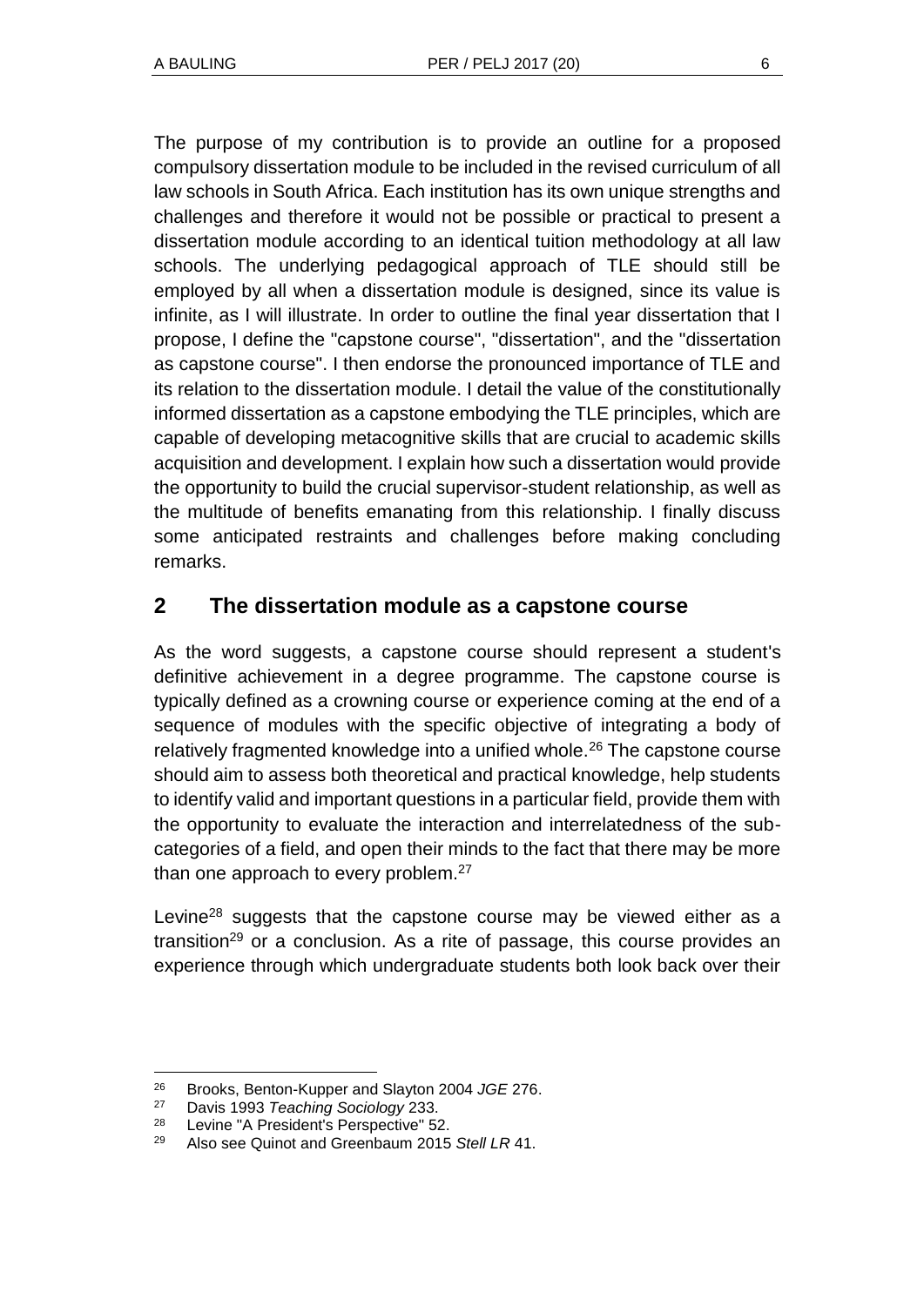The purpose of my contribution is to provide an outline for a proposed compulsory dissertation module to be included in the revised curriculum of all law schools in South Africa. Each institution has its own unique strengths and challenges and therefore it would not be possible or practical to present a dissertation module according to an identical tuition methodology at all law schools. The underlying pedagogical approach of TLE should still be employed by all when a dissertation module is designed, since its value is infinite, as I will illustrate. In order to outline the final year dissertation that I propose, I define the "capstone course", "dissertation", and the "dissertation as capstone course". I then endorse the pronounced importance of TLE and its relation to the dissertation module. I detail the value of the constitutionally informed dissertation as a capstone embodying the TLE principles, which are capable of developing metacognitive skills that are crucial to academic skills acquisition and development. I explain how such a dissertation would provide the opportunity to build the crucial supervisor-student relationship, as well as the multitude of benefits emanating from this relationship. I finally discuss some anticipated restraints and challenges before making concluding remarks.

## 2 The dissertation module as a capstone course

As the word suggests, a capstone course should represent a student's definitive achievement in a degree programme. The capstone course is typically defined as a crowning course or experience coming at the end of a sequence of modules with the specific objective of integrating a body of relatively fragmented knowledge into a unified whole.[26] The capstone course should aim to assess both theoretical and practical knowledge, help students to identify valid and important questions in a particular field, provide them with the opportunity to evaluate the interaction and interrelatedness of the sub-categories of a field, and open their minds to the fact that there may be more than one approach to every problem.[27]

Levine[28] suggests that the capstone course may be viewed either as a transition[29] or a conclusion. As a rite of passage, this course provides an experience through which undergraduate students both look back over their

---

[26] Brooks, Benton-Kupper and Slayton 2004 *JGE* 276.

[27] Davis 1993 *Teaching Sociology* 233.

[28] Levine "A President's Perspective" 52.

[29] Also see Quinot and Greenbaum 2015 *Stell LR* 41.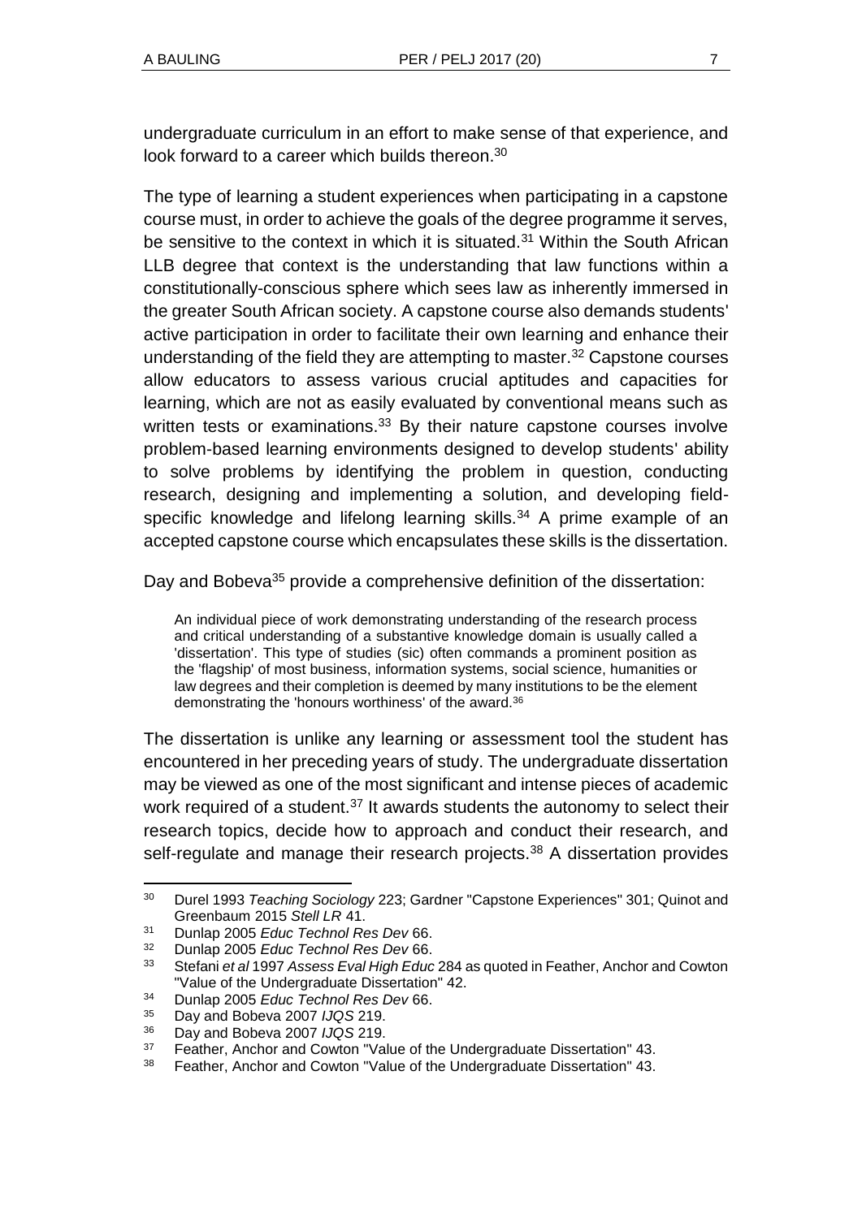undergraduate curriculum in an effort to make sense of that experience, and look forward to a career which builds thereon.[30]

The type of learning a student experiences when participating in a capstone course must, in order to achieve the goals of the degree programme it serves, be sensitive to the context in which it is situated.[31] Within the South African LLB degree that context is the understanding that law functions within a constitutionally-conscious sphere which sees law as inherently immersed in the greater South African society. A capstone course also demands students' active participation in order to facilitate their own learning and enhance their understanding of the field they are attempting to master.[32] Capstone courses allow educators to assess various crucial aptitudes and capacities for learning, which are not as easily evaluated by conventional means such as written tests or examinations.[33] By their nature capstone courses involve problem-based learning environments designed to develop students' ability to solve problems by identifying the problem in question, conducting research, designing and implementing a solution, and developing field-specific knowledge and lifelong learning skills.[34] A prime example of an accepted capstone course which encapsulates these skills is the dissertation.

Day and Bobeva[35] provide a comprehensive definition of the dissertation:

> An individual piece of work demonstrating understanding of the research process and critical understanding of a substantive knowledge domain is usually called a 'dissertation'. This type of studies (sic) often commands a prominent position as the 'flagship' of most business, information systems, social science, humanities or law degrees and their completion is deemed by many institutions to be the element demonstrating the 'honours worthiness' of the award.[36]

The dissertation is unlike any learning or assessment tool the student has encountered in her preceding years of study. The undergraduate dissertation may be viewed as one of the most significant and intense pieces of academic work required of a student.[37] It awards students the autonomy to select their research topics, decide how to approach and conduct their research, and self-regulate and manage their research projects.[38] A dissertation provides

---

[30] Durel 1993 *Teaching Sociology* 223; Gardner "Capstone Experiences" 301; Quinot and Greenbaum 2015 *Stell LR* 41.

[31] Dunlap 2005 *Educ Technol Res Dev* 66.

[32] Dunlap 2005 *Educ Technol Res Dev* 66.

[33] Stefani *et al* 1997 *Assess Eval High Educ* 284 as quoted in Feather, Anchor and Cowton "Value of the Undergraduate Dissertation" 42.

[34] Dunlap 2005 *Educ Technol Res Dev* 66.

[35] Day and Bobeva 2007 *IJQS* 219.

[36] Day and Bobeva 2007 *IJQS* 219.

[37] Feather, Anchor and Cowton "Value of the Undergraduate Dissertation" 43.

[38] Feather, Anchor and Cowton "Value of the Undergraduate Dissertation" 43.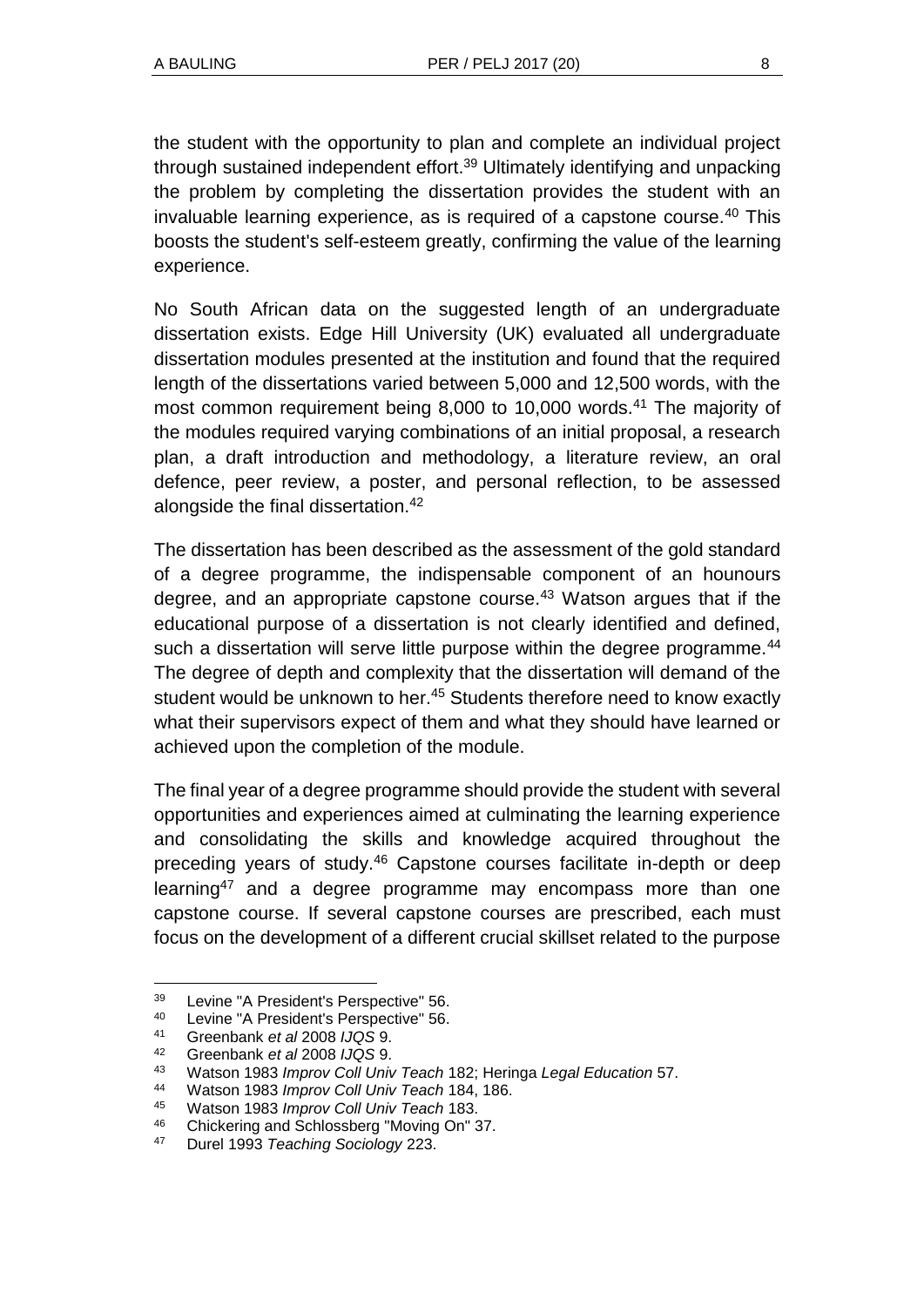the student with the opportunity to plan and complete an individual project through sustained independent effort.[39] Ultimately identifying and unpacking the problem by completing the dissertation provides the student with an invaluable learning experience, as is required of a capstone course.[40] This boosts the student's self-esteem greatly, confirming the value of the learning experience.

No South African data on the suggested length of an undergraduate dissertation exists. Edge Hill University (UK) evaluated all undergraduate dissertation modules presented at the institution and found that the required length of the dissertations varied between 5,000 and 12,500 words, with the most common requirement being 8,000 to 10,000 words.[41] The majority of the modules required varying combinations of an initial proposal, a research plan, a draft introduction and methodology, a literature review, an oral defence, peer review, a poster, and personal reflection, to be assessed alongside the final dissertation.[42]

The dissertation has been described as the assessment of the gold standard of a degree programme, the indispensable component of an hounours degree, and an appropriate capstone course.[43] Watson argues that if the educational purpose of a dissertation is not clearly identified and defined, such a dissertation will serve little purpose within the degree programme.[44] The degree of depth and complexity that the dissertation will demand of the student would be unknown to her.[45] Students therefore need to know exactly what their supervisors expect of them and what they should have learned or achieved upon the completion of the module.

The final year of a degree programme should provide the student with several opportunities and experiences aimed at culminating the learning experience and consolidating the skills and knowledge acquired throughout the preceding years of study.[46] Capstone courses facilitate in-depth or deep learning[47] and a degree programme may encompass more than one capstone course. If several capstone courses are prescribed, each must focus on the development of a different crucial skillset related to the purpose

---

39 Levine "A President's Perspective" 56.

40 Levine "A President's Perspective" 56.

41 Greenbank *et al* 2008 *IJQS* 9.

42 Greenbank *et al* 2008 *IJQS* 9.

43 Watson 1983 *Improv Coll Univ Teach* 182; Heringa *Legal Education* 57.

44 Watson 1983 *Improv Coll Univ Teach* 184, 186.

45 Watson 1983 *Improv Coll Univ Teach* 183.

46 Chickering and Schlossberg "Moving On" 37.

47 Durel 1993 *Teaching Sociology* 223.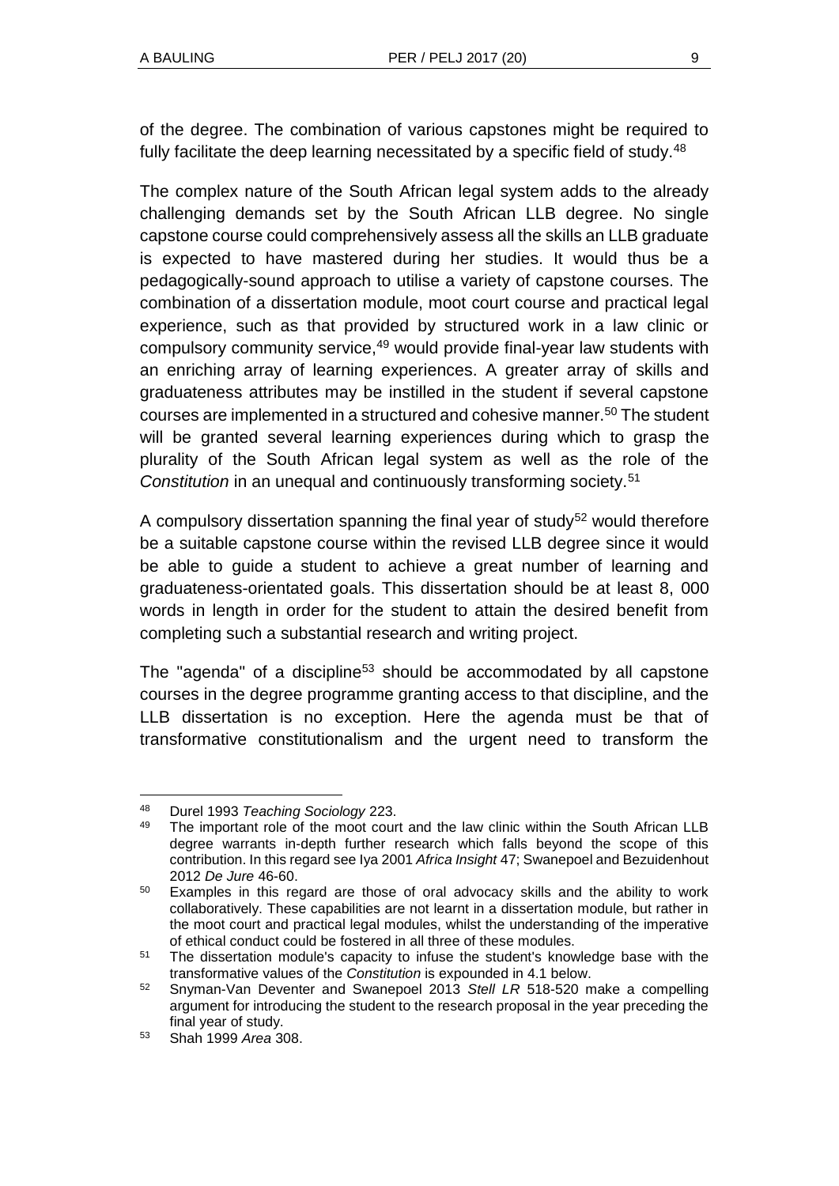of the degree. The combination of various capstones might be required to fully facilitate the deep learning necessitated by a specific field of study.[48]

The complex nature of the South African legal system adds to the already challenging demands set by the South African LLB degree. No single capstone course could comprehensively assess all the skills an LLB graduate is expected to have mastered during her studies. It would thus be a pedagogically-sound approach to utilise a variety of capstone courses. The combination of a dissertation module, moot court course and practical legal experience, such as that provided by structured work in a law clinic or compulsory community service,[49] would provide final-year law students with an enriching array of learning experiences. A greater array of skills and graduateness attributes may be instilled in the student if several capstone courses are implemented in a structured and cohesive manner.[50] The student will be granted several learning experiences during which to grasp the plurality of the South African legal system as well as the role of the *Constitution* in an unequal and continuously transforming society.[51]

A compulsory dissertation spanning the final year of study[52] would therefore be a suitable capstone course within the revised LLB degree since it would be able to guide a student to achieve a great number of learning and graduateness-orientated goals. This dissertation should be at least 8, 000 words in length in order for the student to attain the desired benefit from completing such a substantial research and writing project.

The "agenda" of a discipline[53] should be accommodated by all capstone courses in the degree programme granting access to that discipline, and the LLB dissertation is no exception. Here the agenda must be that of transformative constitutionalism and the urgent need to transform the

---

48 Durel 1993 *Teaching Sociology* 223.

49 The important role of the moot court and the law clinic within the South African LLB degree warrants in-depth further research which falls beyond the scope of this contribution. In this regard see Iya 2001 *Africa Insight* 47; Swanepoel and Bezuidenhout 2012 *De Jure* 46-60.

50 Examples in this regard are those of oral advocacy skills and the ability to work collaboratively. These capabilities are not learnt in a dissertation module, but rather in the moot court and practical legal modules, whilst the understanding of the imperative of ethical conduct could be fostered in all three of these modules.

51 The dissertation module's capacity to infuse the student's knowledge base with the transformative values of the *Constitution* is expounded in 4.1 below.

52 Snyman-Van Deventer and Swanepoel 2013 *Stell LR* 518-520 make a compelling argument for introducing the student to the research proposal in the year preceding the final year of study.

53 Shah 1999 *Area* 308.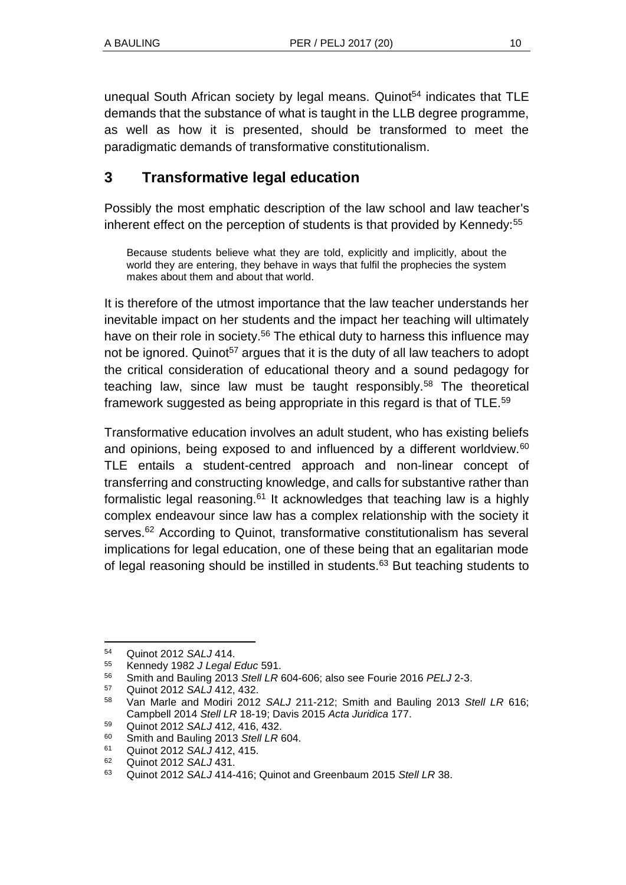unequal South African society by legal means. Quinot[54] indicates that TLE demands that the substance of what is taught in the LLB degree programme, as well as how it is presented, should be transformed to meet the paradigmatic demands of transformative constitutionalism.

## 3 Transformative legal education

Possibly the most emphatic description of the law school and law teacher's inherent effect on the perception of students is that provided by Kennedy:[55]

> Because students believe what they are told, explicitly and implicitly, about the world they are entering, they behave in ways that fulfil the prophecies the system makes about them and about that world.

It is therefore of the utmost importance that the law teacher understands her inevitable impact on her students and the impact her teaching will ultimately have on their role in society.[56] The ethical duty to harness this influence may not be ignored. Quinot[57] argues that it is the duty of all law teachers to adopt the critical consideration of educational theory and a sound pedagogy for teaching law, since law must be taught responsibly.[58] The theoretical framework suggested as being appropriate in this regard is that of TLE.[59]

Transformative education involves an adult student, who has existing beliefs and opinions, being exposed to and influenced by a different worldview.[60] TLE entails a student-centred approach and non-linear concept of transferring and constructing knowledge, and calls for substantive rather than formalistic legal reasoning.[61] It acknowledges that teaching law is a highly complex endeavour since law has a complex relationship with the society it serves.[62] According to Quinot, transformative constitutionalism has several implications for legal education, one of these being that an egalitarian mode of legal reasoning should be instilled in students.[63] But teaching students to

---

[54] Quinot 2012 *SALJ* 414.

[55] Kennedy 1982 *J Legal Educ* 591.

[56] Smith and Bauling 2013 *Stell LR* 604-606; also see Fourie 2016 *PELJ* 2-3.

[57] Quinot 2012 *SALJ* 412, 432.

[58] Van Marle and Modiri 2012 *SALJ* 211-212; Smith and Bauling 2013 *Stell LR* 616; Campbell 2014 *Stell LR* 18-19; Davis 2015 *Acta Juridica* 177.

[59] Quinot 2012 *SALJ* 412, 416, 432.

[60] Smith and Bauling 2013 *Stell LR* 604.

[61] Quinot 2012 *SALJ* 412, 415.

[62] Quinot 2012 *SALJ* 431.

[63] Quinot 2012 *SALJ* 414-416; Quinot and Greenbaum 2015 *Stell LR* 38.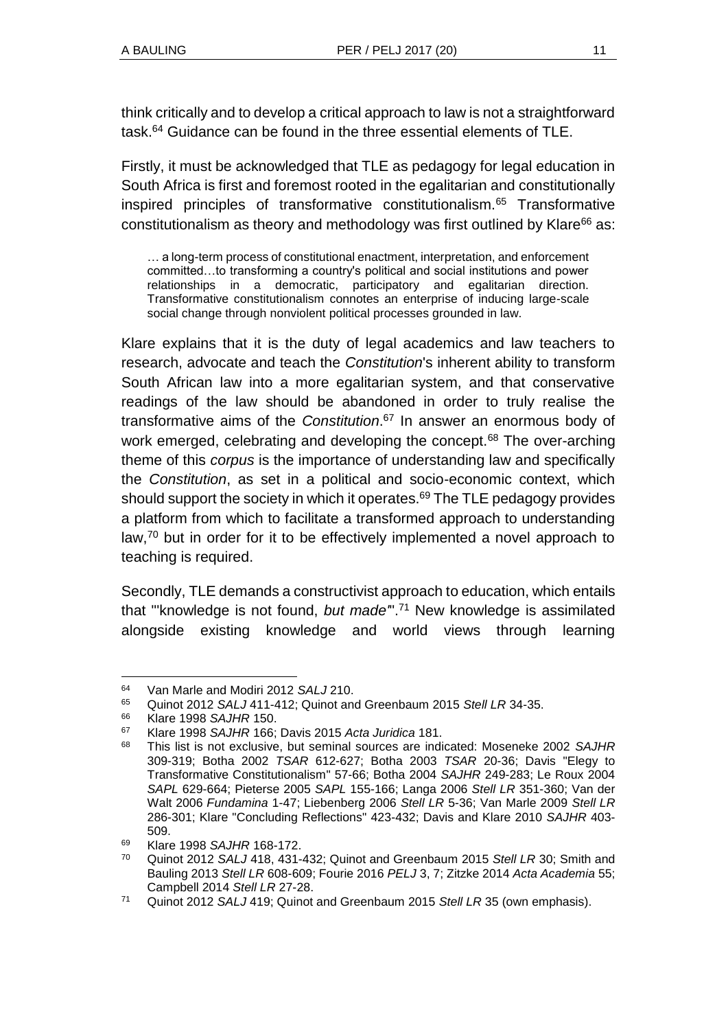think critically and to develop a critical approach to law is not a straightforward task.[64] Guidance can be found in the three essential elements of TLE.

Firstly, it must be acknowledged that TLE as pedagogy for legal education in South Africa is first and foremost rooted in the egalitarian and constitutionally inspired principles of transformative constitutionalism.[65] Transformative constitutionalism as theory and methodology was first outlined by Klare[66] as:

> … a long-term process of constitutional enactment, interpretation, and enforcement committed…to transforming a country's political and social institutions and power relationships in a democratic, participatory and egalitarian direction. Transformative constitutionalism connotes an enterprise of inducing large-scale social change through nonviolent political processes grounded in law.

Klare explains that it is the duty of legal academics and law teachers to research, advocate and teach the *Constitution*'s inherent ability to transform South African law into a more egalitarian system, and that conservative readings of the law should be abandoned in order to truly realise the transformative aims of the *Constitution*.[67] In answer an enormous body of work emerged, celebrating and developing the concept.[68] The over-arching theme of this *corpus* is the importance of understanding law and specifically the *Constitution*, as set in a political and socio-economic context, which should support the society in which it operates.[69] The TLE pedagogy provides a platform from which to facilitate a transformed approach to understanding law,[70] but in order for it to be effectively implemented a novel approach to teaching is required.

Secondly, TLE demands a constructivist approach to education, which entails that "'knowledge is not found, *but made*'".[71] New knowledge is assimilated alongside existing knowledge and world views through learning

---

[64] Van Marle and Modiri 2012 *SALJ* 210.

[65] Quinot 2012 *SALJ* 411-412; Quinot and Greenbaum 2015 *Stell LR* 34-35.

[66] Klare 1998 *SAJHR* 150.

[67] Klare 1998 *SAJHR* 166; Davis 2015 *Acta Juridica* 181.

[68] This list is not exclusive, but seminal sources are indicated: Moseneke 2002 *SAJHR* 309-319; Botha 2002 *TSAR* 612-627; Botha 2003 *TSAR* 20-36; Davis "Elegy to Transformative Constitutionalism" 57-66; Botha 2004 *SAJHR* 249-283; Le Roux 2004 *SAPL* 629-664; Pieterse 2005 *SAPL* 155-166; Langa 2006 *Stell LR* 351-360; Van der Walt 2006 *Fundamina* 1-47; Liebenberg 2006 *Stell LR* 5-36; Van Marle 2009 *Stell LR* 286-301; Klare "Concluding Reflections" 423-432; Davis and Klare 2010 *SAJHR* 403-509.

[69] Klare 1998 *SAJHR* 168-172.

[70] Quinot 2012 *SALJ* 418, 431-432; Quinot and Greenbaum 2015 *Stell LR* 30; Smith and Bauling 2013 *Stell LR* 608-609; Fourie 2016 *PELJ* 3, 7; Zitzke 2014 *Acta Academia* 55; Campbell 2014 *Stell LR* 27-28.

[71] Quinot 2012 *SALJ* 419; Quinot and Greenbaum 2015 *Stell LR* 35 (own emphasis).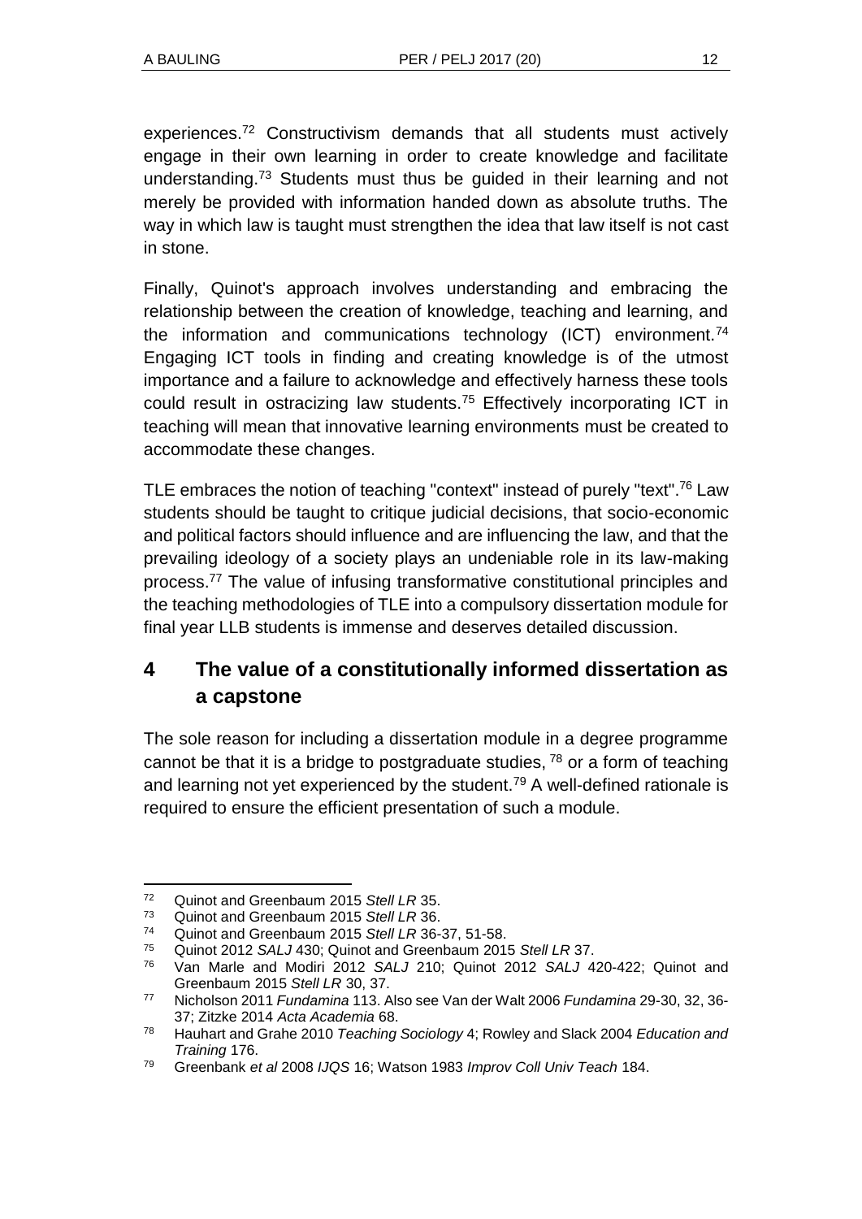experiences.[72] Constructivism demands that all students must actively engage in their own learning in order to create knowledge and facilitate understanding.[73] Students must thus be guided in their learning and not merely be provided with information handed down as absolute truths. The way in which law is taught must strengthen the idea that law itself is not cast in stone.

Finally, Quinot's approach involves understanding and embracing the relationship between the creation of knowledge, teaching and learning, and the information and communications technology (ICT) environment.[74] Engaging ICT tools in finding and creating knowledge is of the utmost importance and a failure to acknowledge and effectively harness these tools could result in ostracizing law students.[75] Effectively incorporating ICT in teaching will mean that innovative learning environments must be created to accommodate these changes.

TLE embraces the notion of teaching "context" instead of purely "text".[76] Law students should be taught to critique judicial decisions, that socio-economic and political factors should influence and are influencing the law, and that the prevailing ideology of a society plays an undeniable role in its law-making process.[77] The value of infusing transformative constitutional principles and the teaching methodologies of TLE into a compulsory dissertation module for final year LLB students is immense and deserves detailed discussion.

## 4 The value of a constitutionally informed dissertation as a capstone

The sole reason for including a dissertation module in a degree programme cannot be that it is a bridge to postgraduate studies, [78] or a form of teaching and learning not yet experienced by the student.[79] A well-defined rationale is required to ensure the efficient presentation of such a module.

---

[72] Quinot and Greenbaum 2015 *Stell LR* 35.

[73] Quinot and Greenbaum 2015 *Stell LR* 36.

[74] Quinot and Greenbaum 2015 *Stell LR* 36-37, 51-58.

[75] Quinot 2012 *SALJ* 430; Quinot and Greenbaum 2015 *Stell LR* 37.

[76] Van Marle and Modiri 2012 *SALJ* 210; Quinot 2012 *SALJ* 420-422; Quinot and Greenbaum 2015 *Stell LR* 30, 37.

[77] Nicholson 2011 *Fundamina* 113. Also see Van der Walt 2006 *Fundamina* 29-30, 32, 36-37; Zitzke 2014 *Acta Academia* 68.

[78] Hauhart and Grahe 2010 *Teaching Sociology* 4; Rowley and Slack 2004 *Education and Training* 176.

[79] Greenbank *et al* 2008 *IJQS* 16; Watson 1983 *Improv Coll Univ Teach* 184.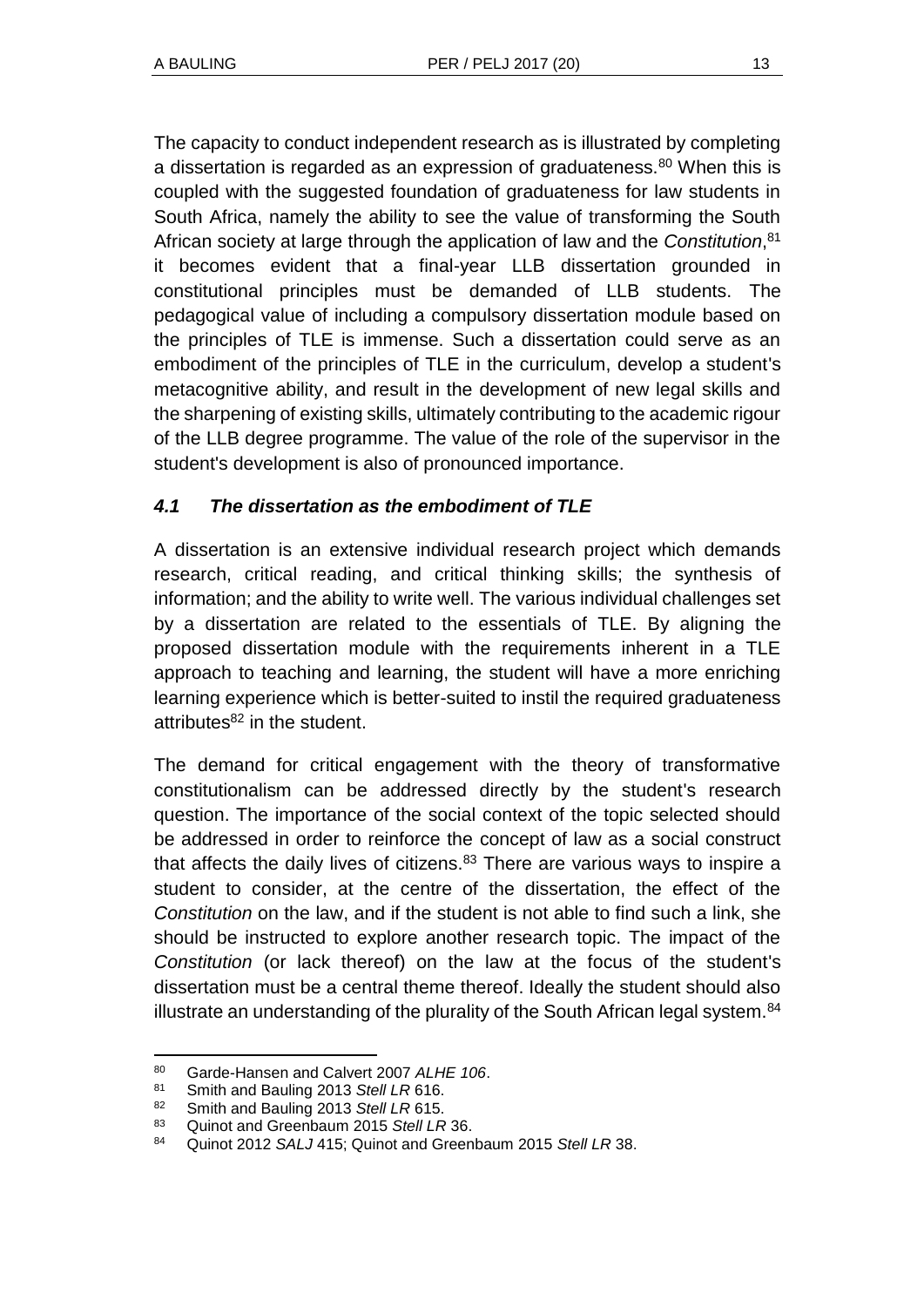The capacity to conduct independent research as is illustrated by completing a dissertation is regarded as an expression of graduateness.[80] When this is coupled with the suggested foundation of graduateness for law students in South Africa, namely the ability to see the value of transforming the South African society at large through the application of law and the *Constitution*,[81] it becomes evident that a final-year LLB dissertation grounded in constitutional principles must be demanded of LLB students. The pedagogical value of including a compulsory dissertation module based on the principles of TLE is immense. Such a dissertation could serve as an embodiment of the principles of TLE in the curriculum, develop a student's metacognitive ability, and result in the development of new legal skills and the sharpening of existing skills, ultimately contributing to the academic rigour of the LLB degree programme. The value of the role of the supervisor in the student's development is also of pronounced importance.

### *4.1 The dissertation as the embodiment of TLE*

A dissertation is an extensive individual research project which demands research, critical reading, and critical thinking skills; the synthesis of information; and the ability to write well. The various individual challenges set by a dissertation are related to the essentials of TLE. By aligning the proposed dissertation module with the requirements inherent in a TLE approach to teaching and learning, the student will have a more enriching learning experience which is better-suited to instil the required graduateness attributes[82] in the student.

The demand for critical engagement with the theory of transformative constitutionalism can be addressed directly by the student's research question. The importance of the social context of the topic selected should be addressed in order to reinforce the concept of law as a social construct that affects the daily lives of citizens.[83] There are various ways to inspire a student to consider, at the centre of the dissertation, the effect of the *Constitution* on the law, and if the student is not able to find such a link, she should be instructed to explore another research topic. The impact of the *Constitution* (or lack thereof) on the law at the focus of the student's dissertation must be a central theme thereof. Ideally the student should also illustrate an understanding of the plurality of the South African legal system.[84]

---

[80] Garde-Hansen and Calvert 2007 *ALHE 106*.

[81] Smith and Bauling 2013 *Stell LR* 616.

[82] Smith and Bauling 2013 *Stell LR* 615.

[83] Quinot and Greenbaum 2015 *Stell LR* 36.

[84] Quinot 2012 *SALJ* 415; Quinot and Greenbaum 2015 *Stell LR* 38.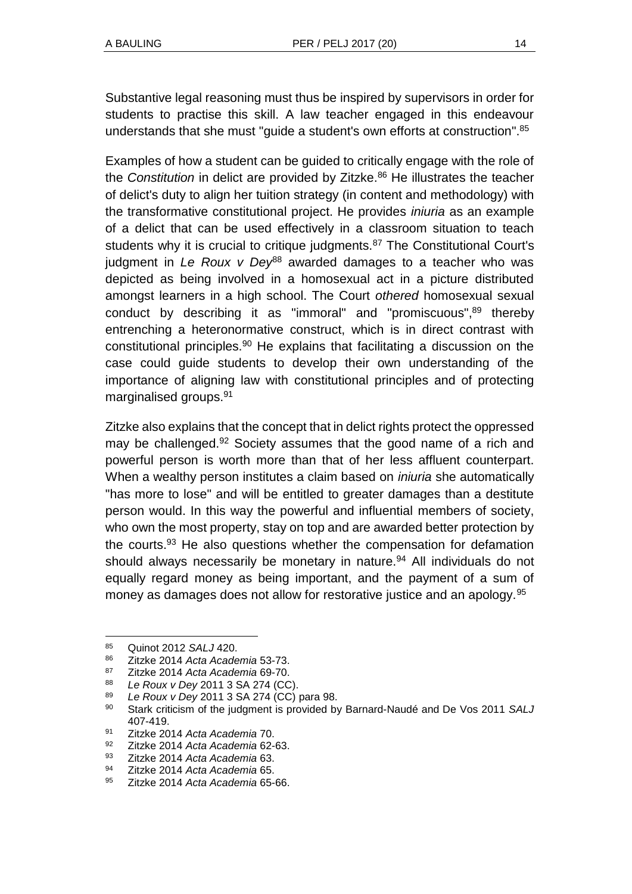Substantive legal reasoning must thus be inspired by supervisors in order for students to practise this skill. A law teacher engaged in this endeavour understands that she must "guide a student's own efforts at construction".[85]

Examples of how a student can be guided to critically engage with the role of the *Constitution* in delict are provided by Zitzke.[86] He illustrates the teacher of delict's duty to align her tuition strategy (in content and methodology) with the transformative constitutional project. He provides *iniuria* as an example of a delict that can be used effectively in a classroom situation to teach students why it is crucial to critique judgments.[87] The Constitutional Court's judgment in *Le Roux v Dey*[88] awarded damages to a teacher who was depicted as being involved in a homosexual act in a picture distributed amongst learners in a high school. The Court *othered* homosexual sexual conduct by describing it as "immoral" and "promiscuous",[89] thereby entrenching a heteronormative construct, which is in direct contrast with constitutional principles.[90] He explains that facilitating a discussion on the case could guide students to develop their own understanding of the importance of aligning law with constitutional principles and of protecting marginalised groups.[91]

Zitzke also explains that the concept that in delict rights protect the oppressed may be challenged.[92] Society assumes that the good name of a rich and powerful person is worth more than that of her less affluent counterpart. When a wealthy person institutes a claim based on *iniuria* she automatically "has more to lose" and will be entitled to greater damages than a destitute person would. In this way the powerful and influential members of society, who own the most property, stay on top and are awarded better protection by the courts.[93] He also questions whether the compensation for defamation should always necessarily be monetary in nature.[94] All individuals do not equally regard money as being important, and the payment of a sum of money as damages does not allow for restorative justice and an apology.[95]

---

[85] Quinot 2012 *SALJ* 420.

[86] Zitzke 2014 *Acta Academia* 53-73.

[87] Zitzke 2014 *Acta Academia* 69-70.

[88] *Le Roux v Dey* 2011 3 SA 274 (CC).

[89] *Le Roux v Dey* 2011 3 SA 274 (CC) para 98.

[90] Stark criticism of the judgment is provided by Barnard-Naudé and De Vos 2011 *SALJ* 407-419.

[91] Zitzke 2014 *Acta Academia* 70.

[92] Zitzke 2014 *Acta Academia* 62-63.

[93] Zitzke 2014 *Acta Academia* 63.

[94] Zitzke 2014 *Acta Academia* 65.

[95] Zitzke 2014 *Acta Academia* 65-66.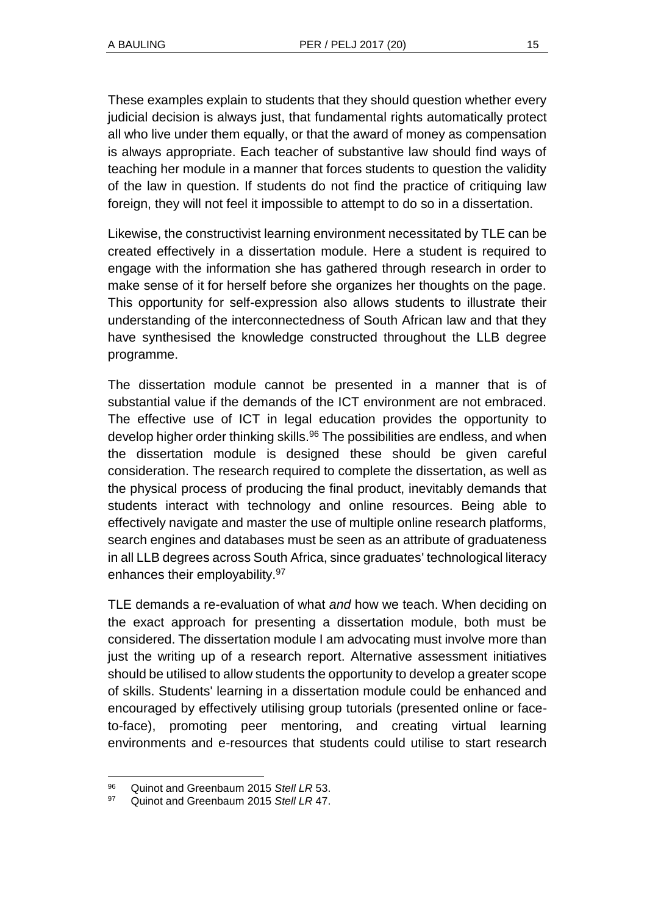These examples explain to students that they should question whether every judicial decision is always just, that fundamental rights automatically protect all who live under them equally, or that the award of money as compensation is always appropriate. Each teacher of substantive law should find ways of teaching her module in a manner that forces students to question the validity of the law in question. If students do not find the practice of critiquing law foreign, they will not feel it impossible to attempt to do so in a dissertation.

Likewise, the constructivist learning environment necessitated by TLE can be created effectively in a dissertation module. Here a student is required to engage with the information she has gathered through research in order to make sense of it for herself before she organizes her thoughts on the page. This opportunity for self-expression also allows students to illustrate their understanding of the interconnectedness of South African law and that they have synthesised the knowledge constructed throughout the LLB degree programme.

The dissertation module cannot be presented in a manner that is of substantial value if the demands of the ICT environment are not embraced. The effective use of ICT in legal education provides the opportunity to develop higher order thinking skills.[96] The possibilities are endless, and when the dissertation module is designed these should be given careful consideration. The research required to complete the dissertation, as well as the physical process of producing the final product, inevitably demands that students interact with technology and online resources. Being able to effectively navigate and master the use of multiple online research platforms, search engines and databases must be seen as an attribute of graduateness in all LLB degrees across South Africa, since graduates' technological literacy enhances their employability.[97]

TLE demands a re-evaluation of what *and* how we teach. When deciding on the exact approach for presenting a dissertation module, both must be considered. The dissertation module I am advocating must involve more than just the writing up of a research report. Alternative assessment initiatives should be utilised to allow students the opportunity to develop a greater scope of skills. Students' learning in a dissertation module could be enhanced and encouraged by effectively utilising group tutorials (presented online or face-to-face), promoting peer mentoring, and creating virtual learning environments and e-resources that students could utilise to start research

---

96 Quinot and Greenbaum 2015 *Stell LR* 53.

97 Quinot and Greenbaum 2015 *Stell LR* 47.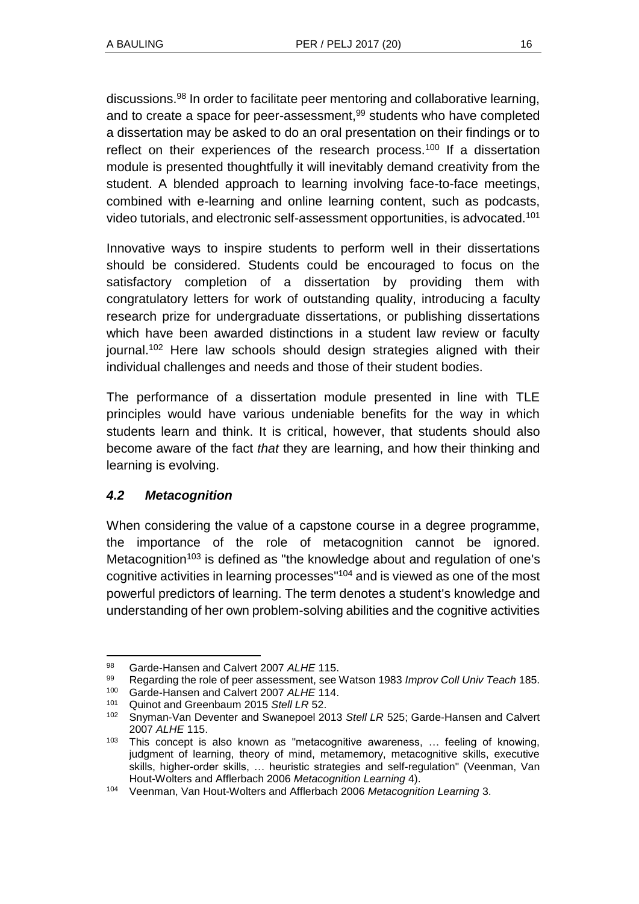discussions.[98] In order to facilitate peer mentoring and collaborative learning, and to create a space for peer-assessment,[99] students who have completed a dissertation may be asked to do an oral presentation on their findings or to reflect on their experiences of the research process.[100] If a dissertation module is presented thoughtfully it will inevitably demand creativity from the student. A blended approach to learning involving face-to-face meetings, combined with e-learning and online learning content, such as podcasts, video tutorials, and electronic self-assessment opportunities, is advocated.[101]

Innovative ways to inspire students to perform well in their dissertations should be considered. Students could be encouraged to focus on the satisfactory completion of a dissertation by providing them with congratulatory letters for work of outstanding quality, introducing a faculty research prize for undergraduate dissertations, or publishing dissertations which have been awarded distinctions in a student law review or faculty journal.[102] Here law schools should design strategies aligned with their individual challenges and needs and those of their student bodies.

The performance of a dissertation module presented in line with TLE principles would have various undeniable benefits for the way in which students learn and think. It is critical, however, that students should also become aware of the fact *that* they are learning, and how their thinking and learning is evolving.

### *4.2 Metacognition*

When considering the value of a capstone course in a degree programme, the importance of the role of metacognition cannot be ignored. Metacognition[103] is defined as "the knowledge about and regulation of one's cognitive activities in learning processes"[104] and is viewed as one of the most powerful predictors of learning. The term denotes a student's knowledge and understanding of her own problem-solving abilities and the cognitive activities

---

98 Garde-Hansen and Calvert 2007 *ALHE* 115.

99 Regarding the role of peer assessment, see Watson 1983 *Improv Coll Univ Teach* 185.

100 Garde-Hansen and Calvert 2007 *ALHE* 114.

101 Quinot and Greenbaum 2015 *Stell LR* 52.

102 Snyman-Van Deventer and Swanepoel 2013 *Stell LR* 525; Garde-Hansen and Calvert 2007 *ALHE* 115.

103 This concept is also known as "metacognitive awareness, … feeling of knowing, judgment of learning, theory of mind, metamemory, metacognitive skills, executive skills, higher-order skills, … heuristic strategies and self-regulation" (Veenman, Van Hout-Wolters and Afflerbach 2006 *Metacognition Learning* 4).

104 Veenman, Van Hout-Wolters and Afflerbach 2006 *Metacognition Learning* 3.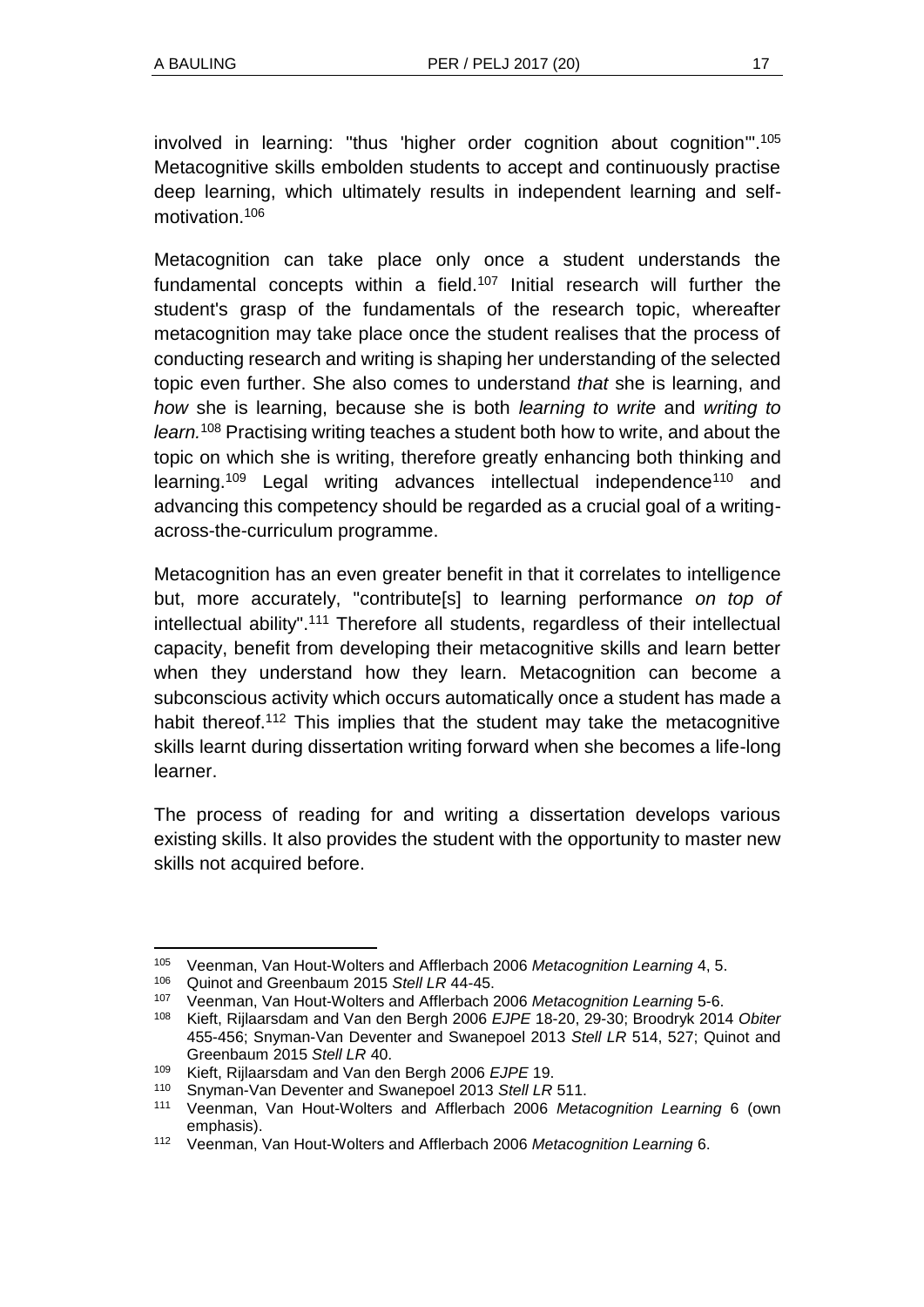involved in learning: "thus 'higher order cognition about cognition'".[105] Metacognitive skills embolden students to accept and continuously practise deep learning, which ultimately results in independent learning and self-motivation.[106]

Metacognition can take place only once a student understands the fundamental concepts within a field.[107] Initial research will further the student's grasp of the fundamentals of the research topic, whereafter metacognition may take place once the student realises that the process of conducting research and writing is shaping her understanding of the selected topic even further. She also comes to understand *that* she is learning, and *how* she is learning, because she is both *learning to write* and *writing to learn.*[108] Practising writing teaches a student both how to write, and about the topic on which she is writing, therefore greatly enhancing both thinking and learning.[109] Legal writing advances intellectual independence[110] and advancing this competency should be regarded as a crucial goal of a writing-across-the-curriculum programme.

Metacognition has an even greater benefit in that it correlates to intelligence but, more accurately, "contribute[s] to learning performance *on top of* intellectual ability".[111] Therefore all students, regardless of their intellectual capacity, benefit from developing their metacognitive skills and learn better when they understand how they learn. Metacognition can become a subconscious activity which occurs automatically once a student has made a habit thereof.[112] This implies that the student may take the metacognitive skills learnt during dissertation writing forward when she becomes a life-long learner.

The process of reading for and writing a dissertation develops various existing skills. It also provides the student with the opportunity to master new skills not acquired before.

---

[105] Veenman, Van Hout-Wolters and Afflerbach 2006 *Metacognition Learning* 4, 5.

[106] Quinot and Greenbaum 2015 *Stell LR* 44-45.

[107] Veenman, Van Hout-Wolters and Afflerbach 2006 *Metacognition Learning* 5-6.

[108] Kieft, Rijlaarsdam and Van den Bergh 2006 *EJPE* 18-20, 29-30; Broodryk 2014 *Obiter* 455-456; Snyman-Van Deventer and Swanepoel 2013 *Stell LR* 514, 527; Quinot and Greenbaum 2015 *Stell LR* 40.

[109] Kieft, Rijlaarsdam and Van den Bergh 2006 *EJPE* 19.

[110] Snyman-Van Deventer and Swanepoel 2013 *Stell LR* 511.

[111] Veenman, Van Hout-Wolters and Afflerbach 2006 *Metacognition Learning* 6 (own emphasis).

[112] Veenman, Van Hout-Wolters and Afflerbach 2006 *Metacognition Learning* 6.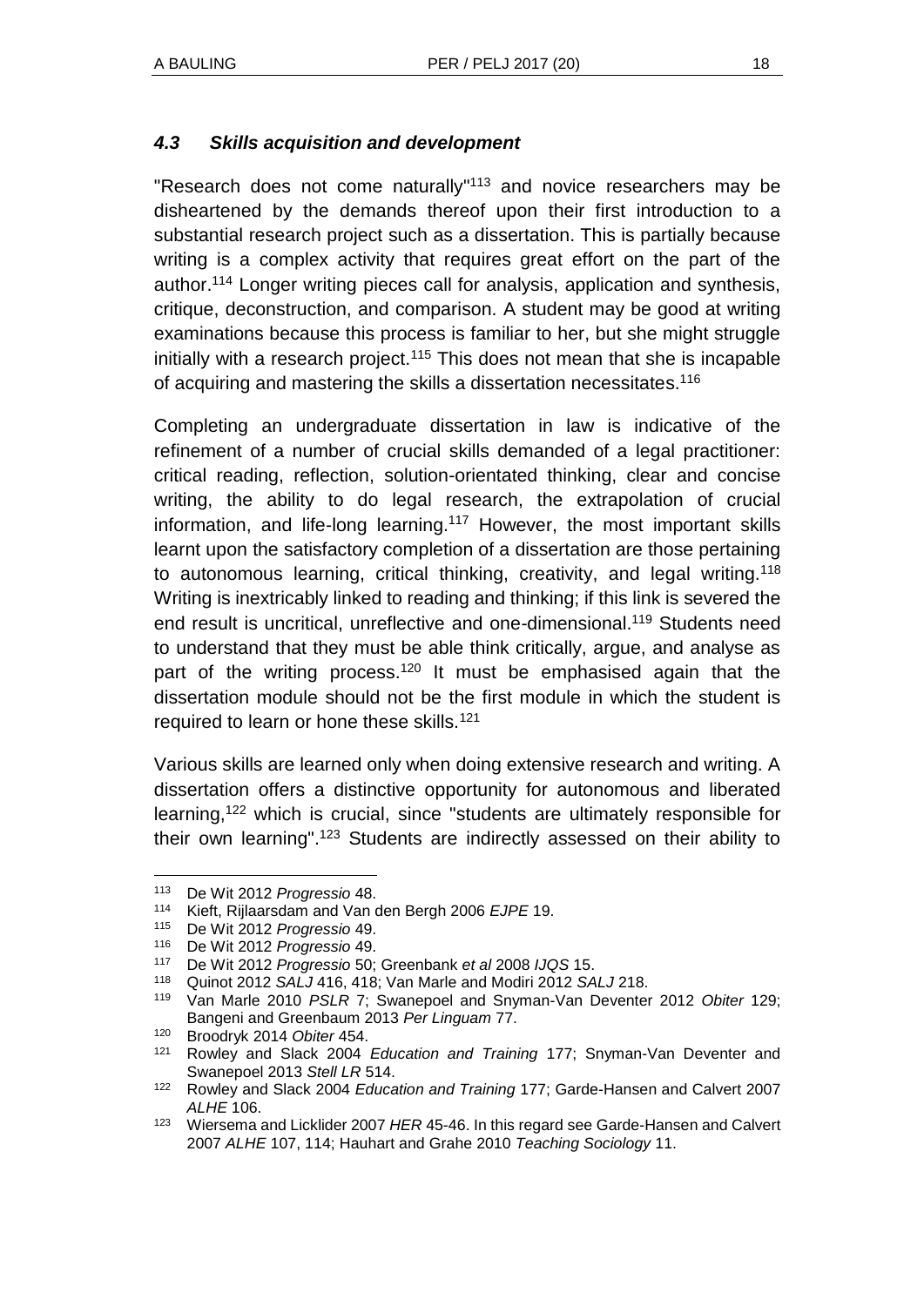### *4.3 Skills acquisition and development*

"Research does not come naturally"[113] and novice researchers may be disheartened by the demands thereof upon their first introduction to a substantial research project such as a dissertation. This is partially because writing is a complex activity that requires great effort on the part of the author.[114] Longer writing pieces call for analysis, application and synthesis, critique, deconstruction, and comparison. A student may be good at writing examinations because this process is familiar to her, but she might struggle initially with a research project.[115] This does not mean that she is incapable of acquiring and mastering the skills a dissertation necessitates.[116]

Completing an undergraduate dissertation in law is indicative of the refinement of a number of crucial skills demanded of a legal practitioner: critical reading, reflection, solution-orientated thinking, clear and concise writing, the ability to do legal research, the extrapolation of crucial information, and life-long learning.[117] However, the most important skills learnt upon the satisfactory completion of a dissertation are those pertaining to autonomous learning, critical thinking, creativity, and legal writing.[118] Writing is inextricably linked to reading and thinking; if this link is severed the end result is uncritical, unreflective and one-dimensional.[119] Students need to understand that they must be able think critically, argue, and analyse as part of the writing process.[120] It must be emphasised again that the dissertation module should not be the first module in which the student is required to learn or hone these skills.[121]

Various skills are learned only when doing extensive research and writing. A dissertation offers a distinctive opportunity for autonomous and liberated learning,[122] which is crucial, since "students are ultimately responsible for their own learning".[123] Students are indirectly assessed on their ability to

---

[113] De Wit 2012 *Progressio* 48.

[114] Kieft, Rijlaarsdam and Van den Bergh 2006 *EJPE* 19.

[115] De Wit 2012 *Progressio* 49.

[116] De Wit 2012 *Progressio* 49.

[117] De Wit 2012 *Progressio* 50; Greenbank *et al* 2008 *IJQS* 15.

[118] Quinot 2012 *SALJ* 416, 418; Van Marle and Modiri 2012 *SALJ* 218.

[119] Van Marle 2010 *PSLR* 7; Swanepoel and Snyman-Van Deventer 2012 *Obiter* 129; Bangeni and Greenbaum 2013 *Per Linguam* 77.

[120] Broodryk 2014 *Obiter* 454.

[121] Rowley and Slack 2004 *Education and Training* 177; Snyman-Van Deventer and Swanepoel 2013 *Stell LR* 514.

[122] Rowley and Slack 2004 *Education and Training* 177; Garde-Hansen and Calvert 2007 *ALHE* 106.

[123] Wiersema and Licklider 2007 *HER* 45-46. In this regard see Garde-Hansen and Calvert 2007 *ALHE* 107, 114; Hauhart and Grahe 2010 *Teaching Sociology* 11.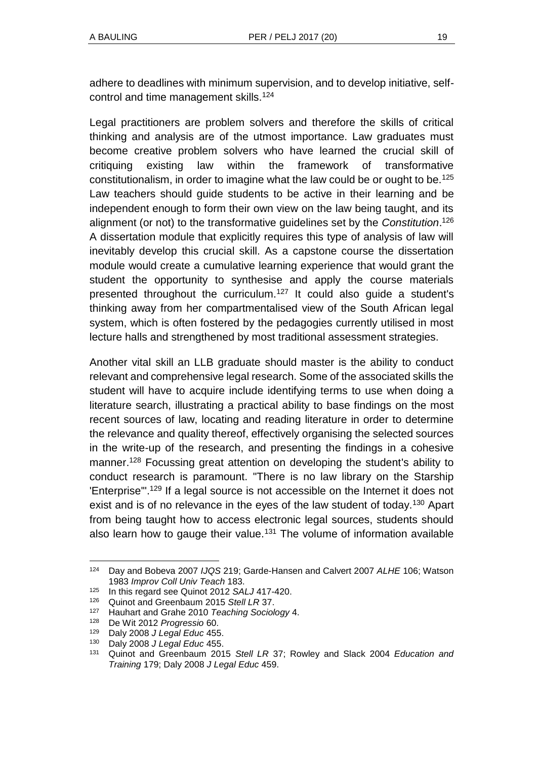adhere to deadlines with minimum supervision, and to develop initiative, self-control and time management skills.[124]

Legal practitioners are problem solvers and therefore the skills of critical thinking and analysis are of the utmost importance. Law graduates must become creative problem solvers who have learned the crucial skill of critiquing existing law within the framework of transformative constitutionalism, in order to imagine what the law could be or ought to be.[125] Law teachers should guide students to be active in their learning and be independent enough to form their own view on the law being taught, and its alignment (or not) to the transformative guidelines set by the *Constitution*.[126] A dissertation module that explicitly requires this type of analysis of law will inevitably develop this crucial skill. As a capstone course the dissertation module would create a cumulative learning experience that would grant the student the opportunity to synthesise and apply the course materials presented throughout the curriculum.[127] It could also guide a student's thinking away from her compartmentalised view of the South African legal system, which is often fostered by the pedagogies currently utilised in most lecture halls and strengthened by most traditional assessment strategies.

Another vital skill an LLB graduate should master is the ability to conduct relevant and comprehensive legal research. Some of the associated skills the student will have to acquire include identifying terms to use when doing a literature search, illustrating a practical ability to base findings on the most recent sources of law, locating and reading literature in order to determine the relevance and quality thereof, effectively organising the selected sources in the write-up of the research, and presenting the findings in a cohesive manner.[128] Focussing great attention on developing the student's ability to conduct research is paramount. "There is no law library on the Starship 'Enterprise'".[129] If a legal source is not accessible on the Internet it does not exist and is of no relevance in the eyes of the law student of today.[130] Apart from being taught how to access electronic legal sources, students should also learn how to gauge their value.[131] The volume of information available

---

[124] Day and Bobeva 2007 *IJQS* 219; Garde-Hansen and Calvert 2007 *ALHE* 106; Watson 1983 *Improv Coll Univ Teach* 183.

[125] In this regard see Quinot 2012 *SALJ* 417-420.

[126] Quinot and Greenbaum 2015 *Stell LR* 37.

[127] Hauhart and Grahe 2010 *Teaching Sociology* 4.

[128] De Wit 2012 *Progressio* 60.

[129] Daly 2008 *J Legal Educ* 455.

[130] Daly 2008 *J Legal Educ* 455.

[131] Quinot and Greenbaum 2015 *Stell LR* 37; Rowley and Slack 2004 *Education and Training* 179; Daly 2008 *J Legal Educ* 459.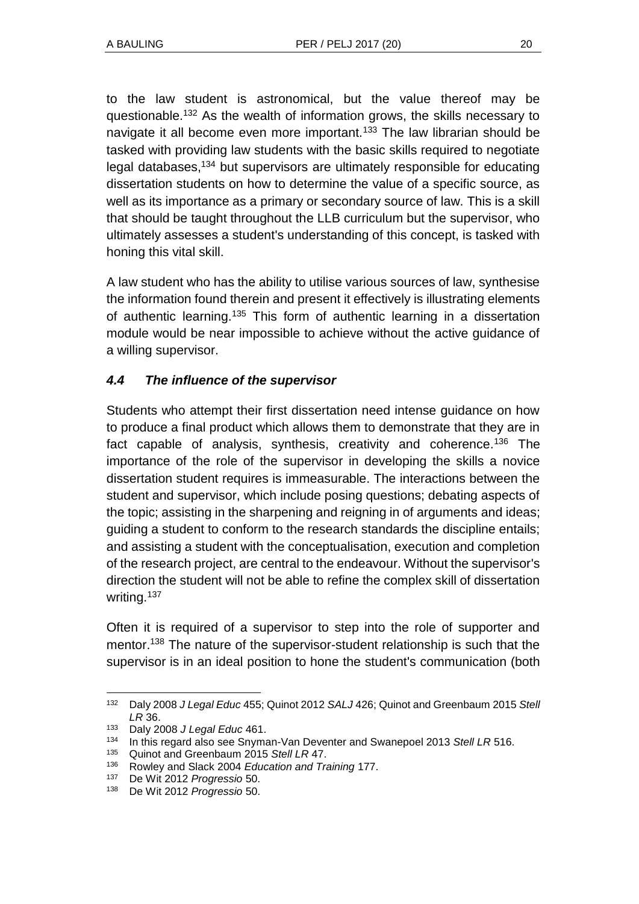to the law student is astronomical, but the value thereof may be questionable.[132] As the wealth of information grows, the skills necessary to navigate it all become even more important.[133] The law librarian should be tasked with providing law students with the basic skills required to negotiate legal databases,[134] but supervisors are ultimately responsible for educating dissertation students on how to determine the value of a specific source, as well as its importance as a primary or secondary source of law. This is a skill that should be taught throughout the LLB curriculum but the supervisor, who ultimately assesses a student's understanding of this concept, is tasked with honing this vital skill.

A law student who has the ability to utilise various sources of law, synthesise the information found therein and present it effectively is illustrating elements of authentic learning.[135] This form of authentic learning in a dissertation module would be near impossible to achieve without the active guidance of a willing supervisor.

### *4.4 The influence of the supervisor*

Students who attempt their first dissertation need intense guidance on how to produce a final product which allows them to demonstrate that they are in fact capable of analysis, synthesis, creativity and coherence.[136] The importance of the role of the supervisor in developing the skills a novice dissertation student requires is immeasurable. The interactions between the student and supervisor, which include posing questions; debating aspects of the topic; assisting in the sharpening and reigning in of arguments and ideas; guiding a student to conform to the research standards the discipline entails; and assisting a student with the conceptualisation, execution and completion of the research project, are central to the endeavour. Without the supervisor's direction the student will not be able to refine the complex skill of dissertation writing.[137]

Often it is required of a supervisor to step into the role of supporter and mentor.[138] The nature of the supervisor-student relationship is such that the supervisor is in an ideal position to hone the student's communication (both

---

[132] Daly 2008 *J Legal Educ* 455; Quinot 2012 *SALJ* 426; Quinot and Greenbaum 2015 *Stell LR* 36.

[133] Daly 2008 *J Legal Educ* 461.

[134] In this regard also see Snyman-Van Deventer and Swanepoel 2013 *Stell LR* 516.

[135] Quinot and Greenbaum 2015 *Stell LR* 47.

[136] Rowley and Slack 2004 *Education and Training* 177.

[137] De Wit 2012 *Progressio* 50.

[138] De Wit 2012 *Progressio* 50.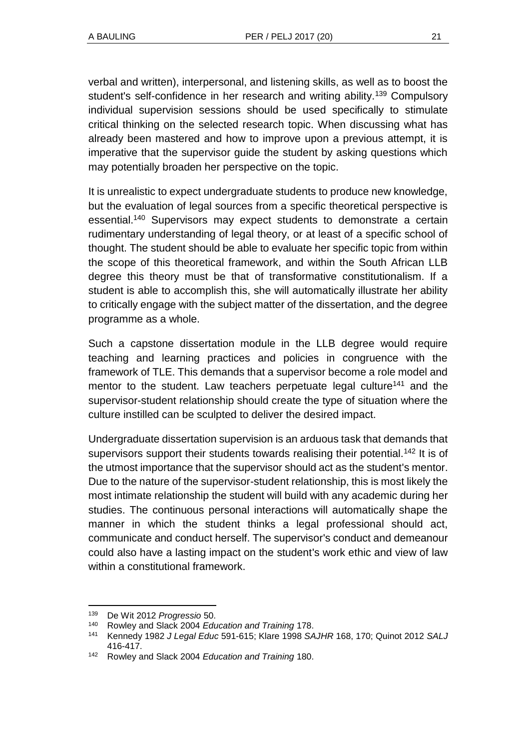verbal and written), interpersonal, and listening skills, as well as to boost the student's self-confidence in her research and writing ability.[139] Compulsory individual supervision sessions should be used specifically to stimulate critical thinking on the selected research topic. When discussing what has already been mastered and how to improve upon a previous attempt, it is imperative that the supervisor guide the student by asking questions which may potentially broaden her perspective on the topic.

It is unrealistic to expect undergraduate students to produce new knowledge, but the evaluation of legal sources from a specific theoretical perspective is essential.[140] Supervisors may expect students to demonstrate a certain rudimentary understanding of legal theory, or at least of a specific school of thought. The student should be able to evaluate her specific topic from within the scope of this theoretical framework, and within the South African LLB degree this theory must be that of transformative constitutionalism. If a student is able to accomplish this, she will automatically illustrate her ability to critically engage with the subject matter of the dissertation, and the degree programme as a whole.

Such a capstone dissertation module in the LLB degree would require teaching and learning practices and policies in congruence with the framework of TLE. This demands that a supervisor become a role model and mentor to the student. Law teachers perpetuate legal culture[141] and the supervisor-student relationship should create the type of situation where the culture instilled can be sculpted to deliver the desired impact.

Undergraduate dissertation supervision is an arduous task that demands that supervisors support their students towards realising their potential.[142] It is of the utmost importance that the supervisor should act as the student's mentor. Due to the nature of the supervisor-student relationship, this is most likely the most intimate relationship the student will build with any academic during her studies. The continuous personal interactions will automatically shape the manner in which the student thinks a legal professional should act, communicate and conduct herself. The supervisor's conduct and demeanour could also have a lasting impact on the student's work ethic and view of law within a constitutional framework.

---

[139] De Wit 2012 *Progressio* 50.

[140] Rowley and Slack 2004 *Education and Training* 178.

[141] Kennedy 1982 *J Legal Educ* 591-615; Klare 1998 *SAJHR* 168, 170; Quinot 2012 *SALJ* 416-417.

[142] Rowley and Slack 2004 *Education and Training* 180.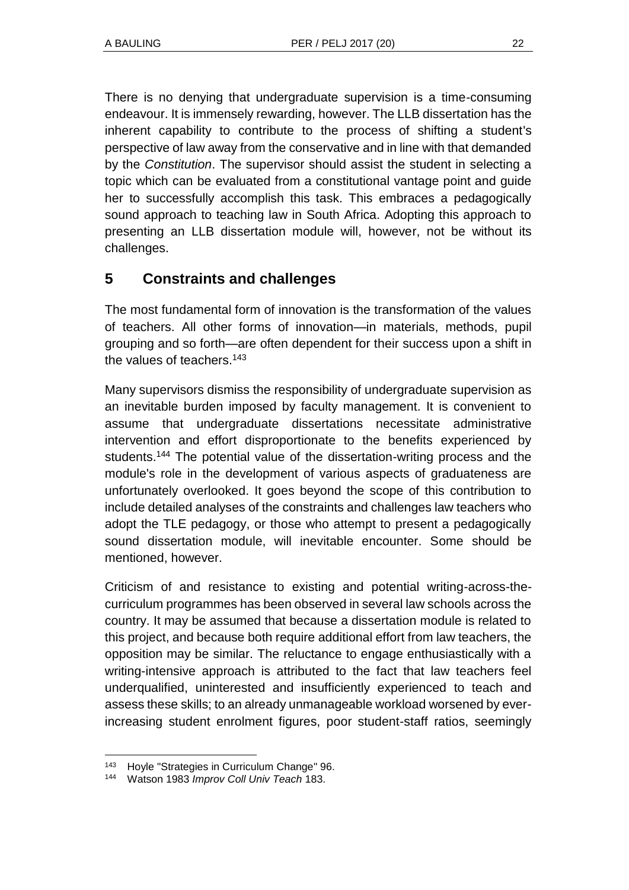There is no denying that undergraduate supervision is a time-consuming endeavour. It is immensely rewarding, however. The LLB dissertation has the inherent capability to contribute to the process of shifting a student's perspective of law away from the conservative and in line with that demanded by the *Constitution*. The supervisor should assist the student in selecting a topic which can be evaluated from a constitutional vantage point and guide her to successfully accomplish this task. This embraces a pedagogically sound approach to teaching law in South Africa. Adopting this approach to presenting an LLB dissertation module will, however, not be without its challenges.

## 5 Constraints and challenges

The most fundamental form of innovation is the transformation of the values of teachers. All other forms of innovation—in materials, methods, pupil grouping and so forth—are often dependent for their success upon a shift in the values of teachers.[143]

Many supervisors dismiss the responsibility of undergraduate supervision as an inevitable burden imposed by faculty management. It is convenient to assume that undergraduate dissertations necessitate administrative intervention and effort disproportionate to the benefits experienced by students.[144] The potential value of the dissertation-writing process and the module's role in the development of various aspects of graduateness are unfortunately overlooked. It goes beyond the scope of this contribution to include detailed analyses of the constraints and challenges law teachers who adopt the TLE pedagogy, or those who attempt to present a pedagogically sound dissertation module, will inevitable encounter. Some should be mentioned, however.

Criticism of and resistance to existing and potential writing-across-the-curriculum programmes has been observed in several law schools across the country. It may be assumed that because a dissertation module is related to this project, and because both require additional effort from law teachers, the opposition may be similar. The reluctance to engage enthusiastically with a writing-intensive approach is attributed to the fact that law teachers feel underqualified, uninterested and insufficiently experienced to teach and assess these skills; to an already unmanageable workload worsened by ever-increasing student enrolment figures, poor student-staff ratios, seemingly

---

143 Hoyle "Strategies in Curriculum Change" 96.

144 Watson 1983 *Improv Coll Univ Teach* 183.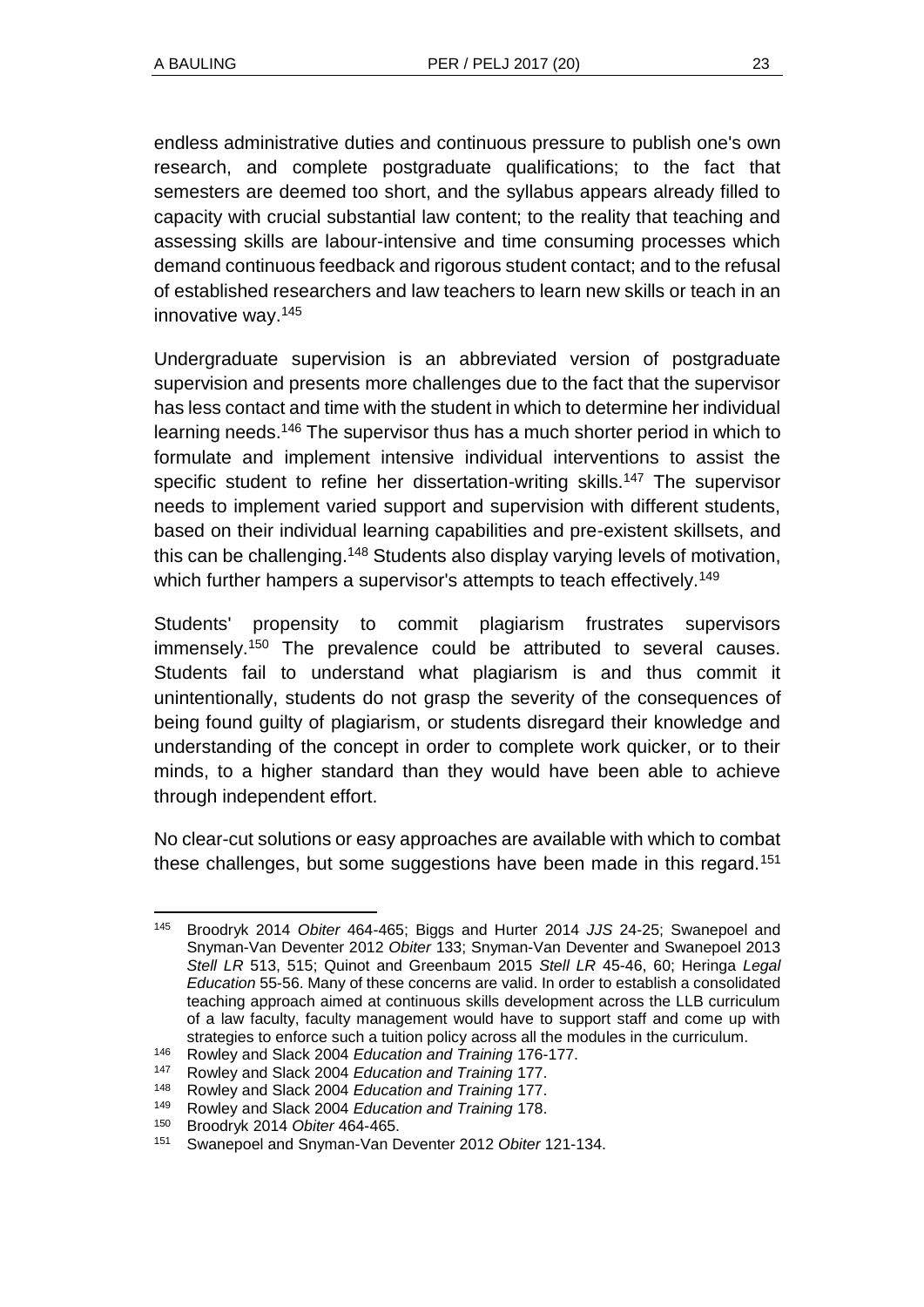endless administrative duties and continuous pressure to publish one's own research, and complete postgraduate qualifications; to the fact that semesters are deemed too short, and the syllabus appears already filled to capacity with crucial substantial law content; to the reality that teaching and assessing skills are labour-intensive and time consuming processes which demand continuous feedback and rigorous student contact; and to the refusal of established researchers and law teachers to learn new skills or teach in an innovative way.[145]

Undergraduate supervision is an abbreviated version of postgraduate supervision and presents more challenges due to the fact that the supervisor has less contact and time with the student in which to determine her individual learning needs.[146] The supervisor thus has a much shorter period in which to formulate and implement intensive individual interventions to assist the specific student to refine her dissertation-writing skills.[147] The supervisor needs to implement varied support and supervision with different students, based on their individual learning capabilities and pre-existent skillsets, and this can be challenging.[148] Students also display varying levels of motivation, which further hampers a supervisor's attempts to teach effectively.[149]

Students' propensity to commit plagiarism frustrates supervisors immensely.[150] The prevalence could be attributed to several causes. Students fail to understand what plagiarism is and thus commit it unintentionally, students do not grasp the severity of the consequences of being found guilty of plagiarism, or students disregard their knowledge and understanding of the concept in order to complete work quicker, or to their minds, to a higher standard than they would have been able to achieve through independent effort.

No clear-cut solutions or easy approaches are available with which to combat these challenges, but some suggestions have been made in this regard.[151]

---

[145] Broodryk 2014 *Obiter* 464-465; Biggs and Hurter 2014 *JJS* 24-25; Swanepoel and Snyman-Van Deventer 2012 *Obiter* 133; Snyman-Van Deventer and Swanepoel 2013 *Stell LR* 513, 515; Quinot and Greenbaum 2015 *Stell LR* 45-46, 60; Heringa *Legal Education* 55-56. Many of these concerns are valid. In order to establish a consolidated teaching approach aimed at continuous skills development across the LLB curriculum of a law faculty, faculty management would have to support staff and come up with strategies to enforce such a tuition policy across all the modules in the curriculum.

[146] Rowley and Slack 2004 *Education and Training* 176-177.

[147] Rowley and Slack 2004 *Education and Training* 177.

[148] Rowley and Slack 2004 *Education and Training* 177.

[149] Rowley and Slack 2004 *Education and Training* 178.

[150] Broodryk 2014 *Obiter* 464-465.

[151] Swanepoel and Snyman-Van Deventer 2012 *Obiter* 121-134.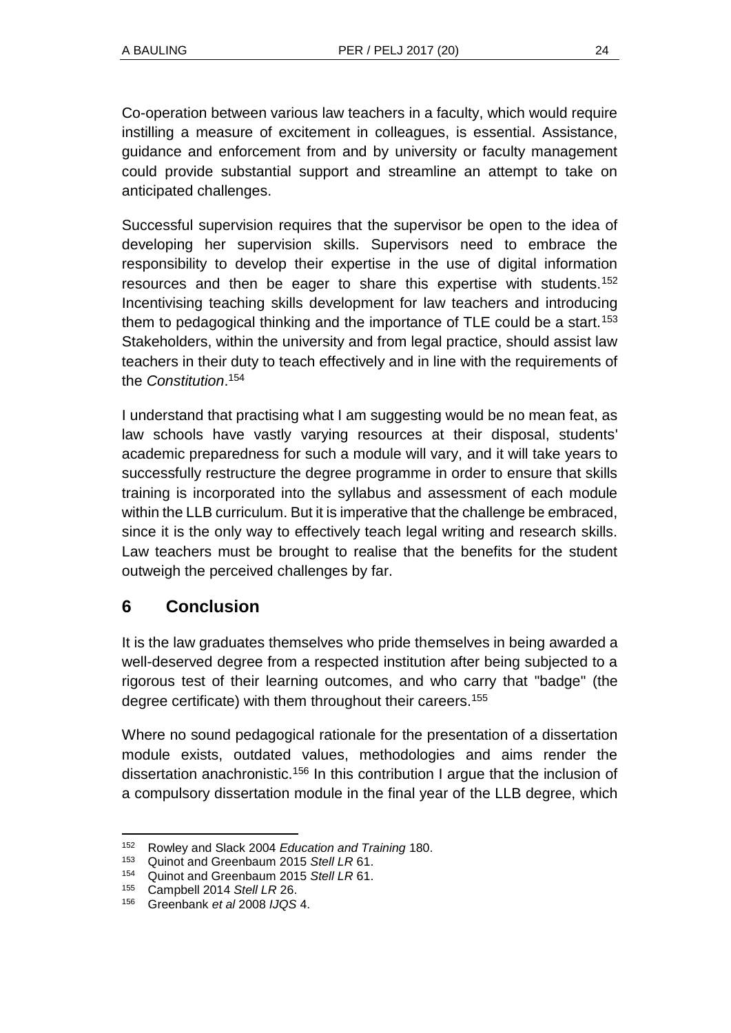Co-operation between various law teachers in a faculty, which would require instilling a measure of excitement in colleagues, is essential. Assistance, guidance and enforcement from and by university or faculty management could provide substantial support and streamline an attempt to take on anticipated challenges.

Successful supervision requires that the supervisor be open to the idea of developing her supervision skills. Supervisors need to embrace the responsibility to develop their expertise in the use of digital information resources and then be eager to share this expertise with students.[152] Incentivising teaching skills development for law teachers and introducing them to pedagogical thinking and the importance of TLE could be a start.[153] Stakeholders, within the university and from legal practice, should assist law teachers in their duty to teach effectively and in line with the requirements of the *Constitution*.[154]

I understand that practising what I am suggesting would be no mean feat, as law schools have vastly varying resources at their disposal, students' academic preparedness for such a module will vary, and it will take years to successfully restructure the degree programme in order to ensure that skills training is incorporated into the syllabus and assessment of each module within the LLB curriculum. But it is imperative that the challenge be embraced, since it is the only way to effectively teach legal writing and research skills. Law teachers must be brought to realise that the benefits for the student outweigh the perceived challenges by far.

## 6 Conclusion

It is the law graduates themselves who pride themselves in being awarded a well-deserved degree from a respected institution after being subjected to a rigorous test of their learning outcomes, and who carry that "badge" (the degree certificate) with them throughout their careers.[155]

Where no sound pedagogical rationale for the presentation of a dissertation module exists, outdated values, methodologies and aims render the dissertation anachronistic.[156] In this contribution I argue that the inclusion of a compulsory dissertation module in the final year of the LLB degree, which

---

152 Rowley and Slack 2004 *Education and Training* 180.

153 Quinot and Greenbaum 2015 *Stell LR* 61.

154 Quinot and Greenbaum 2015 *Stell LR* 61.

155 Campbell 2014 *Stell LR* 26.

156 Greenbank *et al* 2008 *IJQS* 4.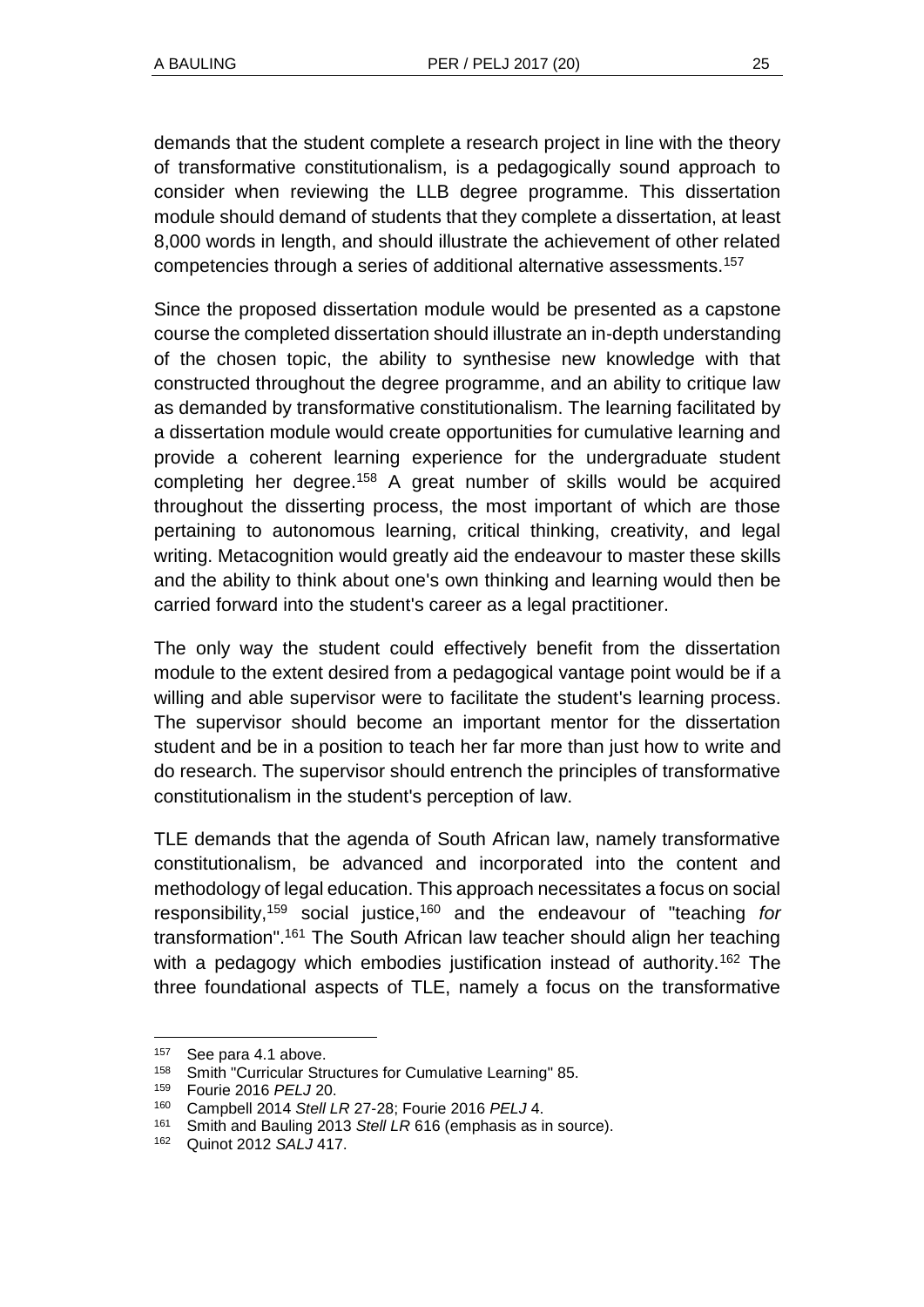demands that the student complete a research project in line with the theory of transformative constitutionalism, is a pedagogically sound approach to consider when reviewing the LLB degree programme. This dissertation module should demand of students that they complete a dissertation, at least 8,000 words in length, and should illustrate the achievement of other related competencies through a series of additional alternative assessments.[157]

Since the proposed dissertation module would be presented as a capstone course the completed dissertation should illustrate an in-depth understanding of the chosen topic, the ability to synthesise new knowledge with that constructed throughout the degree programme, and an ability to critique law as demanded by transformative constitutionalism. The learning facilitated by a dissertation module would create opportunities for cumulative learning and provide a coherent learning experience for the undergraduate student completing her degree.[158] A great number of skills would be acquired throughout the disserting process, the most important of which are those pertaining to autonomous learning, critical thinking, creativity, and legal writing. Metacognition would greatly aid the endeavour to master these skills and the ability to think about one's own thinking and learning would then be carried forward into the student's career as a legal practitioner.

The only way the student could effectively benefit from the dissertation module to the extent desired from a pedagogical vantage point would be if a willing and able supervisor were to facilitate the student's learning process. The supervisor should become an important mentor for the dissertation student and be in a position to teach her far more than just how to write and do research. The supervisor should entrench the principles of transformative constitutionalism in the student's perception of law.

TLE demands that the agenda of South African law, namely transformative constitutionalism, be advanced and incorporated into the content and methodology of legal education. This approach necessitates a focus on social responsibility,[159] social justice,[160] and the endeavour of "teaching *for* transformation".[161] The South African law teacher should align her teaching with a pedagogy which embodies justification instead of authority.[162] The three foundational aspects of TLE, namely a focus on the transformative

---

[157] See para 4.1 above.

[158] Smith "Curricular Structures for Cumulative Learning" 85.

[159] Fourie 2016 *PELJ* 20.

[160] Campbell 2014 *Stell LR* 27-28; Fourie 2016 *PELJ* 4.

[161] Smith and Bauling 2013 *Stell LR* 616 (emphasis as in source).

[162] Quinot 2012 *SALJ* 417.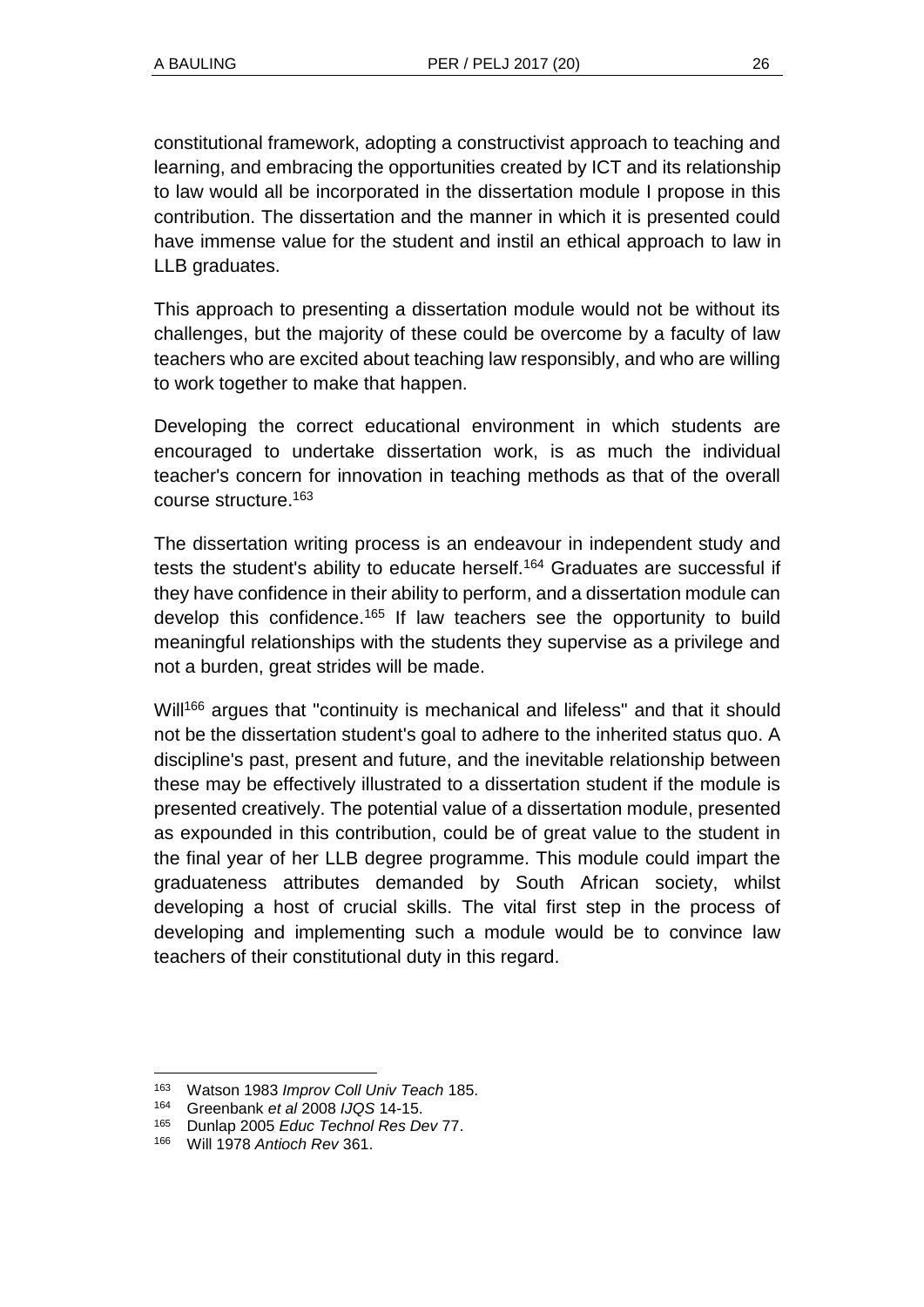constitutional framework, adopting a constructivist approach to teaching and learning, and embracing the opportunities created by ICT and its relationship to law would all be incorporated in the dissertation module I propose in this contribution. The dissertation and the manner in which it is presented could have immense value for the student and instil an ethical approach to law in LLB graduates.

This approach to presenting a dissertation module would not be without its challenges, but the majority of these could be overcome by a faculty of law teachers who are excited about teaching law responsibly, and who are willing to work together to make that happen.

Developing the correct educational environment in which students are encouraged to undertake dissertation work, is as much the individual teacher's concern for innovation in teaching methods as that of the overall course structure.[163]

The dissertation writing process is an endeavour in independent study and tests the student's ability to educate herself.[164] Graduates are successful if they have confidence in their ability to perform, and a dissertation module can develop this confidence.[165] If law teachers see the opportunity to build meaningful relationships with the students they supervise as a privilege and not a burden, great strides will be made.

Will[166] argues that "continuity is mechanical and lifeless" and that it should not be the dissertation student's goal to adhere to the inherited status quo. A discipline's past, present and future, and the inevitable relationship between these may be effectively illustrated to a dissertation student if the module is presented creatively. The potential value of a dissertation module, presented as expounded in this contribution, could be of great value to the student in the final year of her LLB degree programme. This module could impart the graduateness attributes demanded by South African society, whilst developing a host of crucial skills. The vital first step in the process of developing and implementing such a module would be to convince law teachers of their constitutional duty in this regard.

---

163 Watson 1983 *Improv Coll Univ Teach* 185.

164 Greenbank *et al* 2008 *IJQS* 14-15.

165 Dunlap 2005 *Educ Technol Res Dev* 77.

166 Will 1978 *Antioch Rev* 361.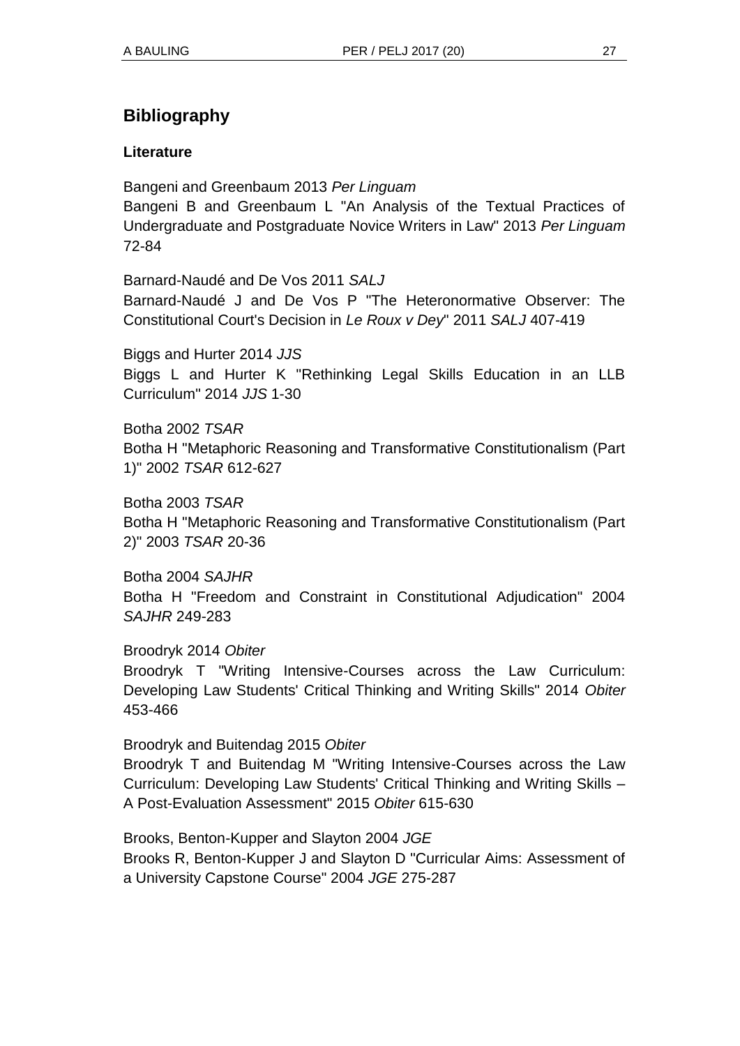## Bibliography

### Literature

Bangeni and Greenbaum 2013 *Per Linguam*
Bangeni B and Greenbaum L "An Analysis of the Textual Practices of Undergraduate and Postgraduate Novice Writers in Law" 2013 *Per Linguam* 72-84

Barnard-Naudé and De Vos 2011 *SALJ*
Barnard-Naudé J and De Vos P "The Heteronormative Observer: The Constitutional Court's Decision in *Le Roux v Dey*" 2011 *SALJ* 407-419

Biggs and Hurter 2014 *JJS*
Biggs L and Hurter K "Rethinking Legal Skills Education in an LLB Curriculum" 2014 *JJS* 1-30

Botha 2002 *TSAR*
Botha H "Metaphoric Reasoning and Transformative Constitutionalism (Part 1)" 2002 *TSAR* 612-627

Botha 2003 *TSAR*
Botha H "Metaphoric Reasoning and Transformative Constitutionalism (Part 2)" 2003 *TSAR* 20-36

Botha 2004 *SAJHR*
Botha H "Freedom and Constraint in Constitutional Adjudication" 2004 *SAJHR* 249-283

Broodryk 2014 *Obiter*
Broodryk T "Writing Intensive-Courses across the Law Curriculum: Developing Law Students' Critical Thinking and Writing Skills" 2014 *Obiter* 453-466

Broodryk and Buitendag 2015 *Obiter*
Broodryk T and Buitendag M "Writing Intensive-Courses across the Law Curriculum: Developing Law Students' Critical Thinking and Writing Skills – A Post-Evaluation Assessment" 2015 *Obiter* 615-630

Brooks, Benton-Kupper and Slayton 2004 *JGE*
Brooks R, Benton-Kupper J and Slayton D "Curricular Aims: Assessment of a University Capstone Course" 2004 *JGE* 275-287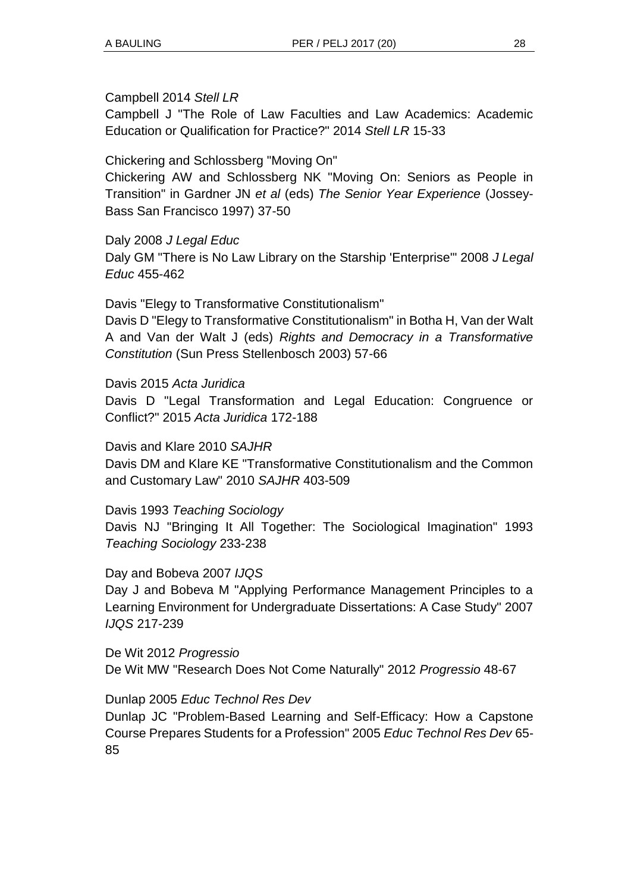Campbell 2014 *Stell LR*

Campbell J "The Role of Law Faculties and Law Academics: Academic Education or Qualification for Practice?" 2014 *Stell LR* 15-33

Chickering and Schlossberg "Moving On"

Chickering AW and Schlossberg NK "Moving On: Seniors as People in Transition" in Gardner JN *et al* (eds) *The Senior Year Experience* (Jossey-Bass San Francisco 1997) 37-50

Daly 2008 *J Legal Educ*

Daly GM "There is No Law Library on the Starship 'Enterprise'" 2008 *J Legal Educ* 455-462

Davis "Elegy to Transformative Constitutionalism"

Davis D "Elegy to Transformative Constitutionalism" in Botha H, Van der Walt A and Van der Walt J (eds) *Rights and Democracy in a Transformative Constitution* (Sun Press Stellenbosch 2003) 57-66

Davis 2015 *Acta Juridica*

Davis D "Legal Transformation and Legal Education: Congruence or Conflict?" 2015 *Acta Juridica* 172-188

Davis and Klare 2010 *SAJHR*

Davis DM and Klare KE "Transformative Constitutionalism and the Common and Customary Law" 2010 *SAJHR* 403-509

Davis 1993 *Teaching Sociology*

Davis NJ "Bringing It All Together: The Sociological Imagination" 1993 *Teaching Sociology* 233-238

Day and Bobeva 2007 *IJQS*

Day J and Bobeva M "Applying Performance Management Principles to a Learning Environment for Undergraduate Dissertations: A Case Study" 2007 *IJQS* 217-239

De Wit 2012 *Progressio*

De Wit MW "Research Does Not Come Naturally" 2012 *Progressio* 48-67

Dunlap 2005 *Educ Technol Res Dev*

Dunlap JC "Problem-Based Learning and Self-Efficacy: How a Capstone Course Prepares Students for a Profession" 2005 *Educ Technol Res Dev* 65-85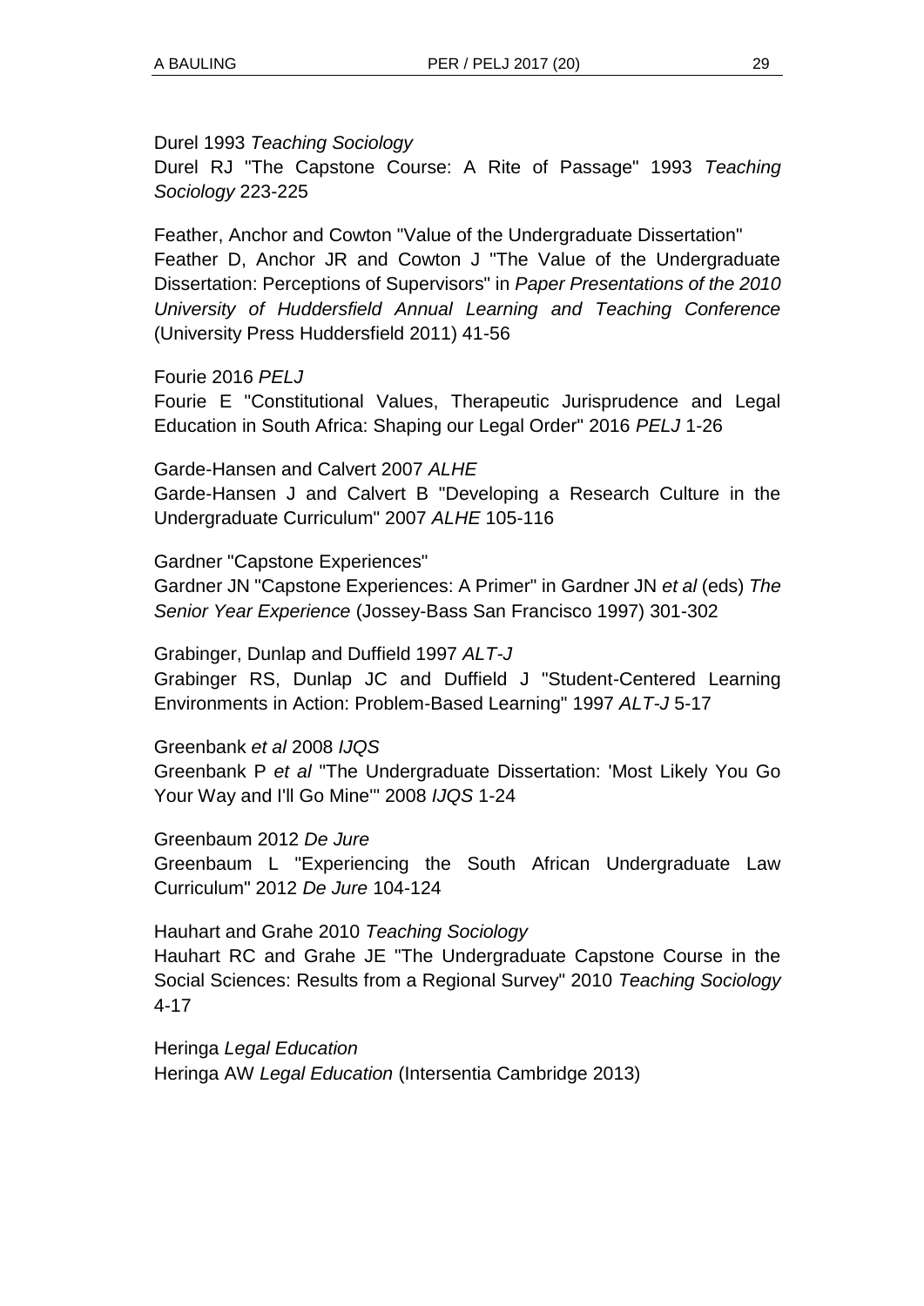Durel 1993 *Teaching Sociology*
Durel RJ "The Capstone Course: A Rite of Passage" 1993 *Teaching Sociology* 223-225

Feather, Anchor and Cowton "Value of the Undergraduate Dissertation"
Feather D, Anchor JR and Cowton J "The Value of the Undergraduate Dissertation: Perceptions of Supervisors" in *Paper Presentations of the 2010 University of Huddersfield Annual Learning and Teaching Conference* (University Press Huddersfield 2011) 41-56

Fourie 2016 *PELJ*
Fourie E "Constitutional Values, Therapeutic Jurisprudence and Legal Education in South Africa: Shaping our Legal Order" 2016 *PELJ* 1-26

Garde-Hansen and Calvert 2007 *ALHE*
Garde-Hansen J and Calvert B "Developing a Research Culture in the Undergraduate Curriculum" 2007 *ALHE* 105-116

Gardner "Capstone Experiences"
Gardner JN "Capstone Experiences: A Primer" in Gardner JN *et al* (eds) *The Senior Year Experience* (Jossey-Bass San Francisco 1997) 301-302

Grabinger, Dunlap and Duffield 1997 *ALT-J*
Grabinger RS, Dunlap JC and Duffield J "Student-Centered Learning Environments in Action: Problem-Based Learning" 1997 *ALT-J* 5-17

Greenbank *et al* 2008 *IJQS*
Greenbank P *et al* "The Undergraduate Dissertation: 'Most Likely You Go Your Way and I'll Go Mine'" 2008 *IJQS* 1-24

Greenbaum 2012 *De Jure*
Greenbaum L "Experiencing the South African Undergraduate Law Curriculum" 2012 *De Jure* 104-124

Hauhart and Grahe 2010 *Teaching Sociology*
Hauhart RC and Grahe JE "The Undergraduate Capstone Course in the Social Sciences: Results from a Regional Survey" 2010 *Teaching Sociology* 4-17

Heringa *Legal Education*
Heringa AW *Legal Education* (Intersentia Cambridge 2013)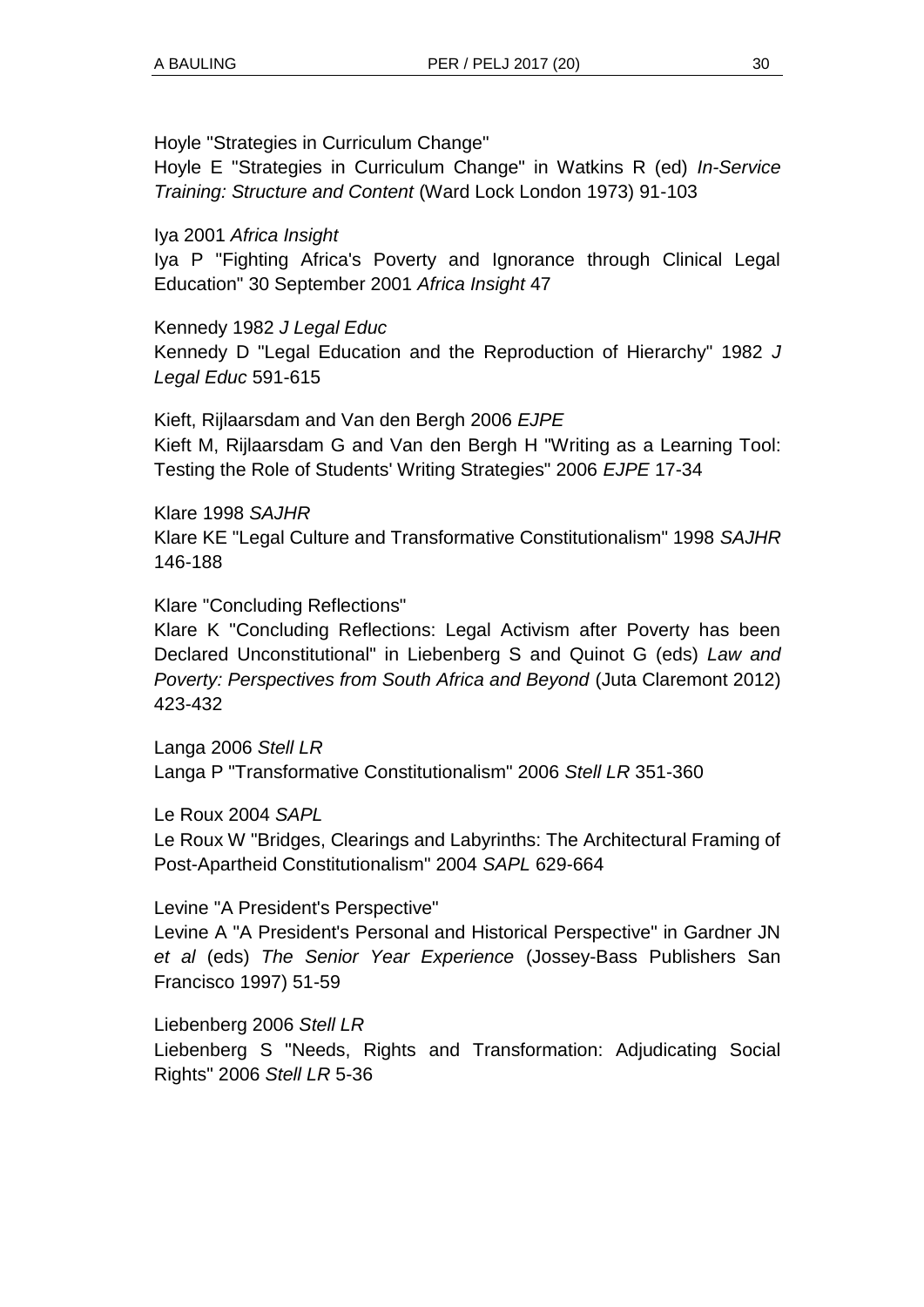Hoyle "Strategies in Curriculum Change"

Hoyle E "Strategies in Curriculum Change" in Watkins R (ed) *In-Service Training: Structure and Content* (Ward Lock London 1973) 91-103

Iya 2001 *Africa Insight*

Iya P "Fighting Africa's Poverty and Ignorance through Clinical Legal Education" 30 September 2001 *Africa Insight* 47

Kennedy 1982 *J Legal Educ*

Kennedy D "Legal Education and the Reproduction of Hierarchy" 1982 *J Legal Educ* 591-615

Kieft, Rijlaarsdam and Van den Bergh 2006 *EJPE*

Kieft M, Rijlaarsdam G and Van den Bergh H "Writing as a Learning Tool: Testing the Role of Students' Writing Strategies" 2006 *EJPE* 17-34

Klare 1998 *SAJHR*

Klare KE "Legal Culture and Transformative Constitutionalism" 1998 *SAJHR* 146-188

Klare "Concluding Reflections"

Klare K "Concluding Reflections: Legal Activism after Poverty has been Declared Unconstitutional" in Liebenberg S and Quinot G (eds) *Law and Poverty: Perspectives from South Africa and Beyond* (Juta Claremont 2012) 423-432

Langa 2006 *Stell LR*

Langa P "Transformative Constitutionalism" 2006 *Stell LR* 351-360

Le Roux 2004 *SAPL*

Le Roux W "Bridges, Clearings and Labyrinths: The Architectural Framing of Post-Apartheid Constitutionalism" 2004 *SAPL* 629-664

Levine "A President's Perspective"

Levine A "A President's Personal and Historical Perspective" in Gardner JN *et al* (eds) *The Senior Year Experience* (Jossey-Bass Publishers San Francisco 1997) 51-59

Liebenberg 2006 *Stell LR*

Liebenberg S "Needs, Rights and Transformation: Adjudicating Social Rights" 2006 *Stell LR* 5-36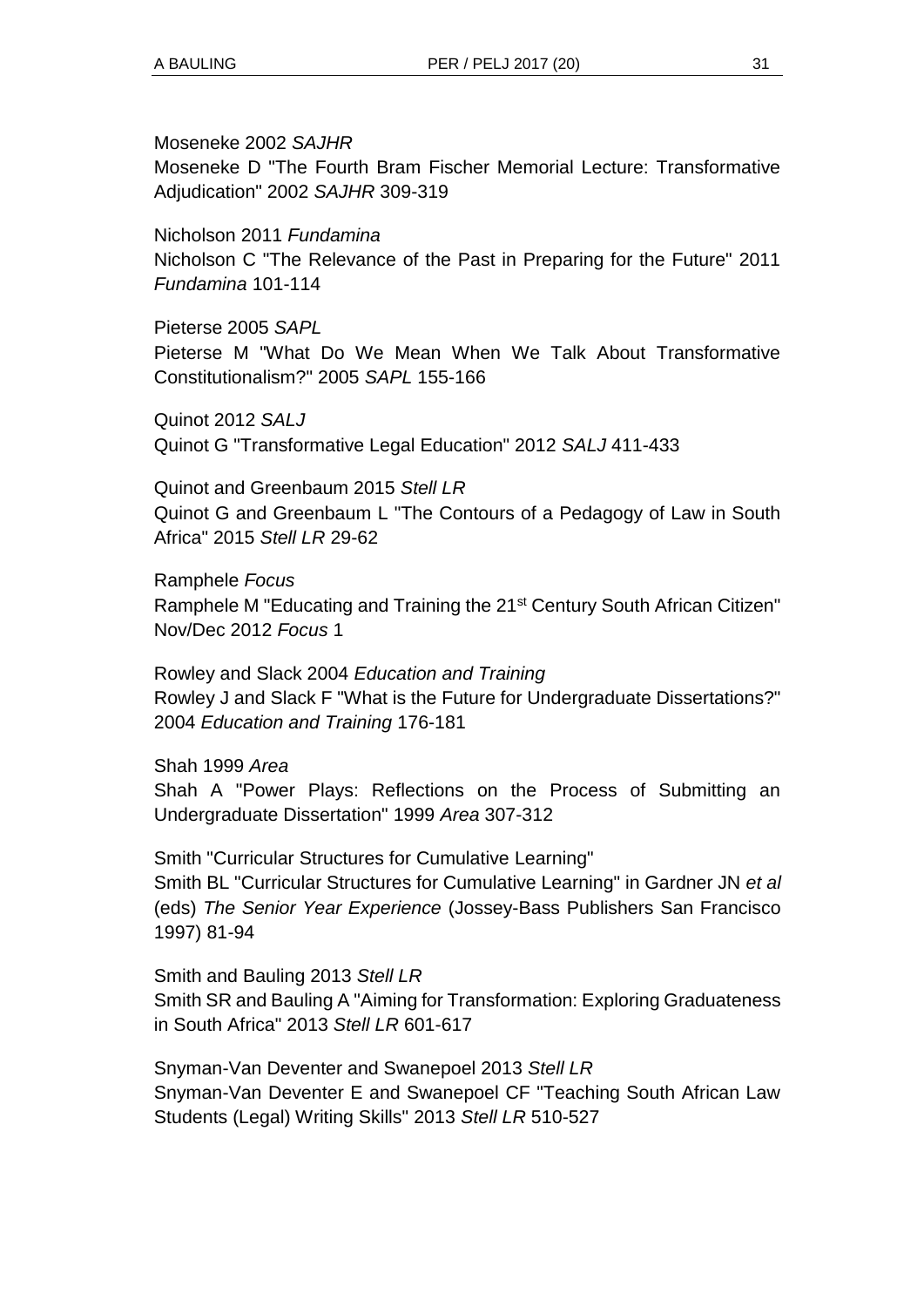Moseneke 2002 *SAJHR*
Moseneke D "The Fourth Bram Fischer Memorial Lecture: Transformative Adjudication" 2002 *SAJHR* 309-319

Nicholson 2011 *Fundamina*
Nicholson C "The Relevance of the Past in Preparing for the Future" 2011 *Fundamina* 101-114

Pieterse 2005 *SAPL*
Pieterse M "What Do We Mean When We Talk About Transformative Constitutionalism?" 2005 *SAPL* 155-166

Quinot 2012 *SALJ*
Quinot G "Transformative Legal Education" 2012 *SALJ* 411-433

Quinot and Greenbaum 2015 *Stell LR*
Quinot G and Greenbaum L "The Contours of a Pedagogy of Law in South Africa" 2015 *Stell LR* 29-62

Ramphele *Focus*
Ramphele M "Educating and Training the 21st Century South African Citizen" Nov/Dec 2012 *Focus* 1

Rowley and Slack 2004 *Education and Training*
Rowley J and Slack F "What is the Future for Undergraduate Dissertations?" 2004 *Education and Training* 176-181

Shah 1999 *Area*
Shah A "Power Plays: Reflections on the Process of Submitting an Undergraduate Dissertation" 1999 *Area* 307-312

Smith "Curricular Structures for Cumulative Learning"
Smith BL "Curricular Structures for Cumulative Learning" in Gardner JN *et al* (eds) *The Senior Year Experience* (Jossey-Bass Publishers San Francisco 1997) 81-94

Smith and Bauling 2013 *Stell LR*
Smith SR and Bauling A "Aiming for Transformation: Exploring Graduateness in South Africa" 2013 *Stell LR* 601-617

Snyman-Van Deventer and Swanepoel 2013 *Stell LR*
Snyman-Van Deventer E and Swanepoel CF "Teaching South African Law Students (Legal) Writing Skills" 2013 *Stell LR* 510-527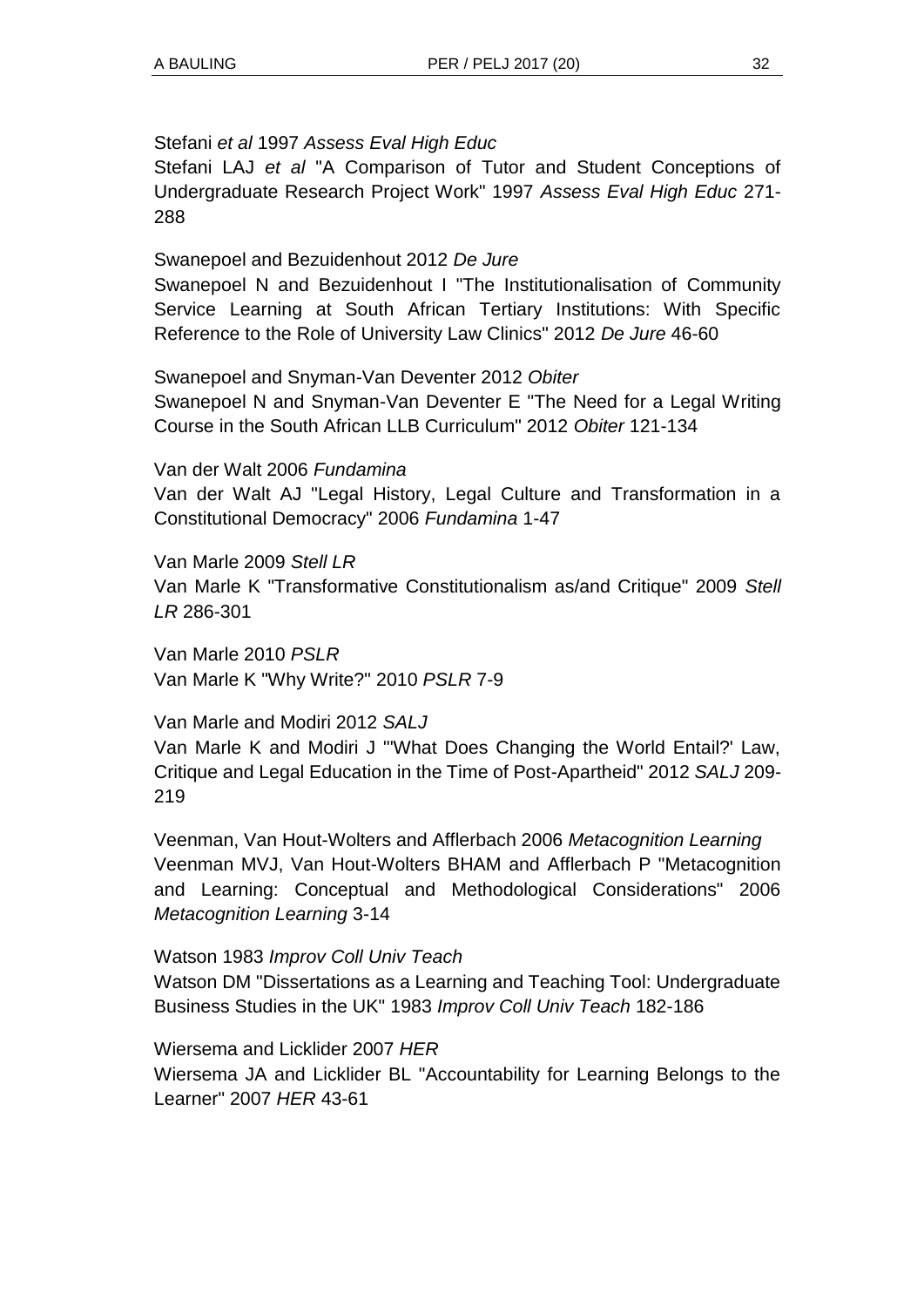Stefani *et al* 1997 *Assess Eval High Educ*
Stefani LAJ *et al* "A Comparison of Tutor and Student Conceptions of Undergraduate Research Project Work" 1997 *Assess Eval High Educ* 271-288

Swanepoel and Bezuidenhout 2012 *De Jure*
Swanepoel N and Bezuidenhout I "The Institutionalisation of Community Service Learning at South African Tertiary Institutions: With Specific Reference to the Role of University Law Clinics" 2012 *De Jure* 46-60

Swanepoel and Snyman-Van Deventer 2012 *Obiter*
Swanepoel N and Snyman-Van Deventer E "The Need for a Legal Writing Course in the South African LLB Curriculum" 2012 *Obiter* 121-134

Van der Walt 2006 *Fundamina*
Van der Walt AJ "Legal History, Legal Culture and Transformation in a Constitutional Democracy" 2006 *Fundamina* 1-47

Van Marle 2009 *Stell LR*
Van Marle K "Transformative Constitutionalism as/and Critique" 2009 *Stell LR* 286-301

Van Marle 2010 *PSLR*
Van Marle K "Why Write?" 2010 *PSLR* 7-9

Van Marle and Modiri 2012 *SALJ*
Van Marle K and Modiri J "'What Does Changing the World Entail?' Law, Critique and Legal Education in the Time of Post-Apartheid" 2012 *SALJ* 209-219

Veenman, Van Hout-Wolters and Afflerbach 2006 *Metacognition Learning*
Veenman MVJ, Van Hout-Wolters BHAM and Afflerbach P "Metacognition and Learning: Conceptual and Methodological Considerations" 2006 *Metacognition Learning* 3-14

Watson 1983 *Improv Coll Univ Teach*
Watson DM "Dissertations as a Learning and Teaching Tool: Undergraduate Business Studies in the UK" 1983 *Improv Coll Univ Teach* 182-186

Wiersema and Licklider 2007 *HER*
Wiersema JA and Licklider BL "Accountability for Learning Belongs to the Learner" 2007 *HER* 43-61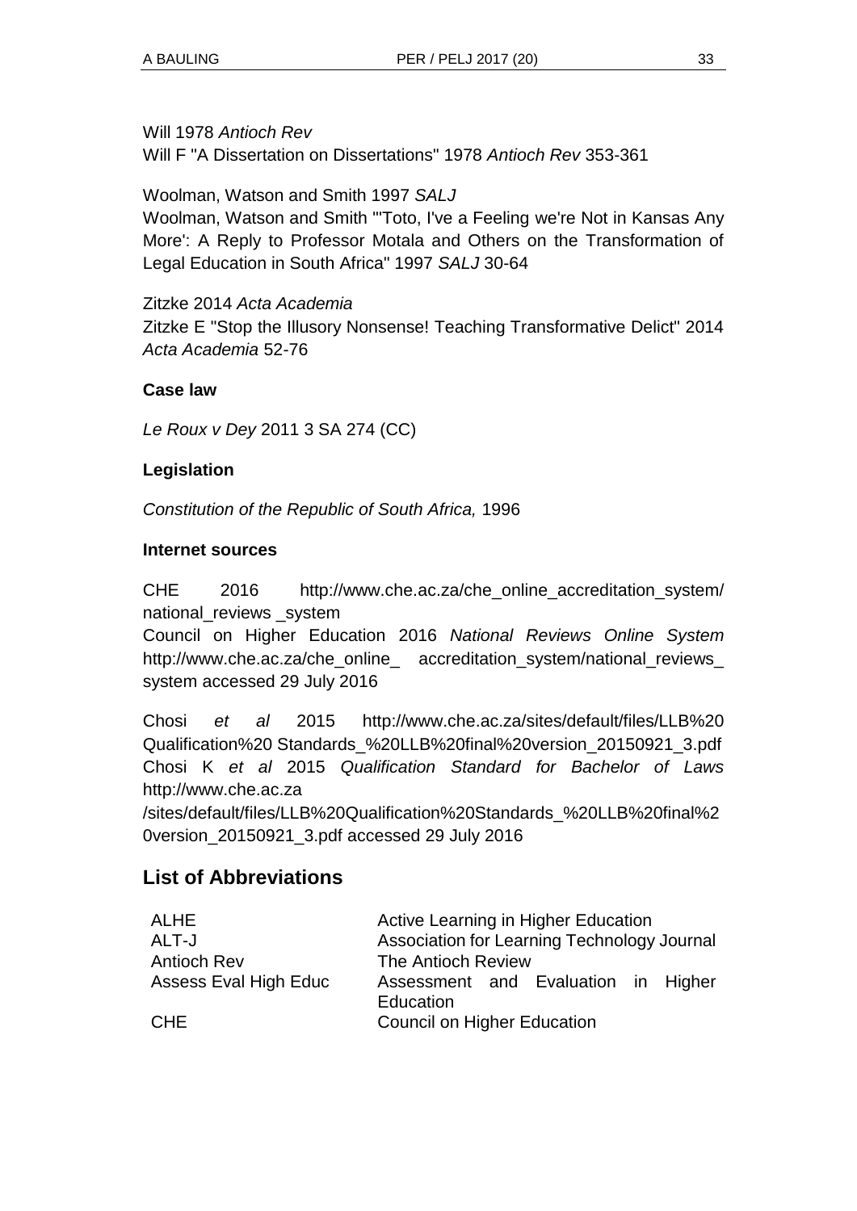Will 1978 *Antioch Rev*
Will F "A Dissertation on Dissertations" 1978 *Antioch Rev* 353-361

Woolman, Watson and Smith 1997 *SALJ*
Woolman, Watson and Smith "'Toto, I've a Feeling we're Not in Kansas Any More': A Reply to Professor Motala and Others on the Transformation of Legal Education in South Africa" 1997 *SALJ* 30-64

Zitzke 2014 *Acta Academia*
Zitzke E "Stop the Illusory Nonsense! Teaching Transformative Delict" 2014 *Acta Academia* 52-76

**Case law**

*Le Roux v Dey* 2011 3 SA 274 (CC)

**Legislation**

*Constitution of the Republic of South Africa,* 1996

**Internet sources**

CHE 2016 http://www.che.ac.za/che_online_accreditation_system/ national_reviews _system
Council on Higher Education 2016 *National Reviews Online System* http://www.che.ac.za/che_online_ accreditation_system/national_reviews_ system accessed 29 July 2016

Chosi *et al* 2015 http://www.che.ac.za/sites/default/files/LLB%20 Qualification%20 Standards_%20LLB%20final%20version_20150921_3.pdf
Chosi K *et al* 2015 *Qualification Standard for Bachelor of Laws* http://www.che.ac.za /sites/default/files/LLB%20Qualification%20Standards_%20LLB%20final%20version_20150921_3.pdf accessed 29 July 2016

## List of Abbreviations

| | |
|---|---|
| ALHE | Active Learning in Higher Education |
| ALT-J | Association for Learning Technology Journal |
| Antioch Rev | The Antioch Review |
| Assess Eval High Educ | Assessment and Evaluation in Higher Education |
| CHE | Council on Higher Education |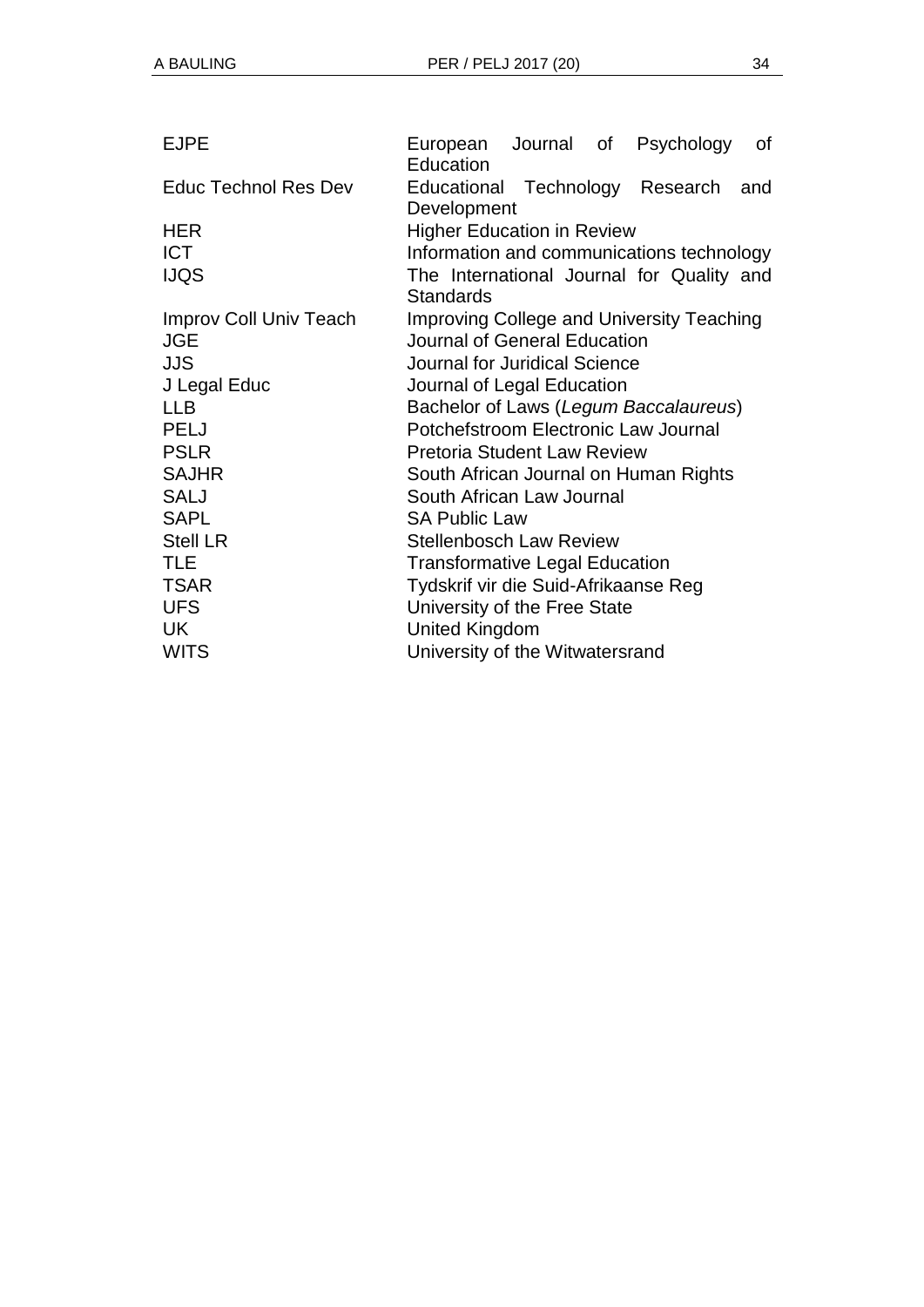| | |
|---|---|
| EJPE | European Journal of Psychology of Education |
| Educ Technol Res Dev | Educational Technology Research and Development |
| HER | Higher Education in Review |
| ICT | Information and communications technology |
| IJQS | The International Journal for Quality and Standards |
| Improv Coll Univ Teach | Improving College and University Teaching |
| JGE | Journal of General Education |
| JJS | Journal for Juridical Science |
| J Legal Educ | Journal of Legal Education |
| LLB | Bachelor of Laws (*Legum Baccalaureus*) |
| PELJ | Potchefstroom Electronic Law Journal |
| PSLR | Pretoria Student Law Review |
| SAJHR | South African Journal on Human Rights |
| SALJ | South African Law Journal |
| SAPL | SA Public Law |
| Stell LR | Stellenbosch Law Review |
| TLE | Transformative Legal Education |
| TSAR | Tydskrif vir die Suid-Afrikaanse Reg |
| UFS | University of the Free State |
| UK | United Kingdom |
| WITS | University of the Witwatersrand |